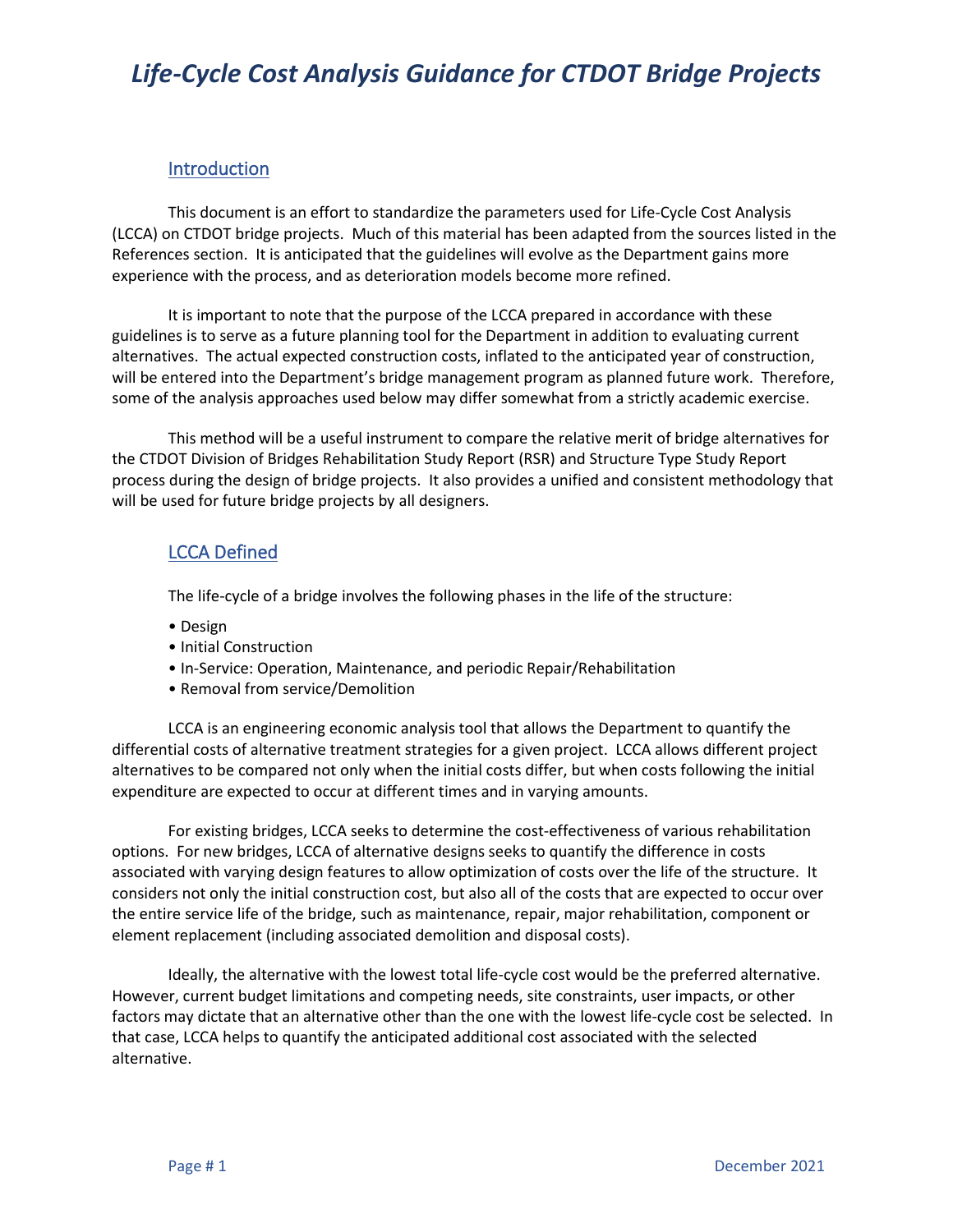# Life-Cycle Cost Analysis Guidance for CTDOT Bridge Projects

## Introduction

This document is an effort to standardize the parameters used for Life-Cycle Cost Analysis (LCCA) on CTDOT bridge projects. Much of this material has been adapted from the sources listed in the References section. It is anticipated that the guidelines will evolve as the Department gains more experience with the process, and as deterioration models become more refined.

It is important to note that the purpose of the LCCA prepared in accordance with these guidelines is to serve as a future planning tool for the Department in addition to evaluating current alternatives. The actual expected construction costs, inflated to the anticipated year of construction, will be entered into the Department's bridge management program as planned future work. Therefore, some of the analysis approaches used below may differ somewhat from a strictly academic exercise.

This method will be a useful instrument to compare the relative merit of bridge alternatives for the CTDOT Division of Bridges Rehabilitation Study Report (RSR) and Structure Type Study Report process during the design of bridge projects. It also provides a unified and consistent methodology that will be used for future bridge projects by all designers.

## LCCA Defined

The life-cycle of a bridge involves the following phases in the life of the structure:

- Design
- Initial Construction
- In-Service: Operation, Maintenance, and periodic Repair/Rehabilitation
- Removal from service/Demolition

LCCA is an engineering economic analysis tool that allows the Department to quantify the differential costs of alternative treatment strategies for a given project. LCCA allows different project alternatives to be compared not only when the initial costs differ, but when costs following the initial expenditure are expected to occur at different times and in varying amounts.

For existing bridges, LCCA seeks to determine the cost-effectiveness of various rehabilitation options. For new bridges, LCCA of alternative designs seeks to quantify the difference in costs associated with varying design features to allow optimization of costs over the life of the structure. It considers not only the initial construction cost, but also all of the costs that are expected to occur over the entire service life of the bridge, such as maintenance, repair, major rehabilitation, component or element replacement (including associated demolition and disposal costs).

Ideally, the alternative with the lowest total life-cycle cost would be the preferred alternative. However, current budget limitations and competing needs, site constraints, user impacts, or other factors may dictate that an alternative other than the one with the lowest life-cycle cost be selected. In that case, LCCA helps to quantify the anticipated additional cost associated with the selected alternative.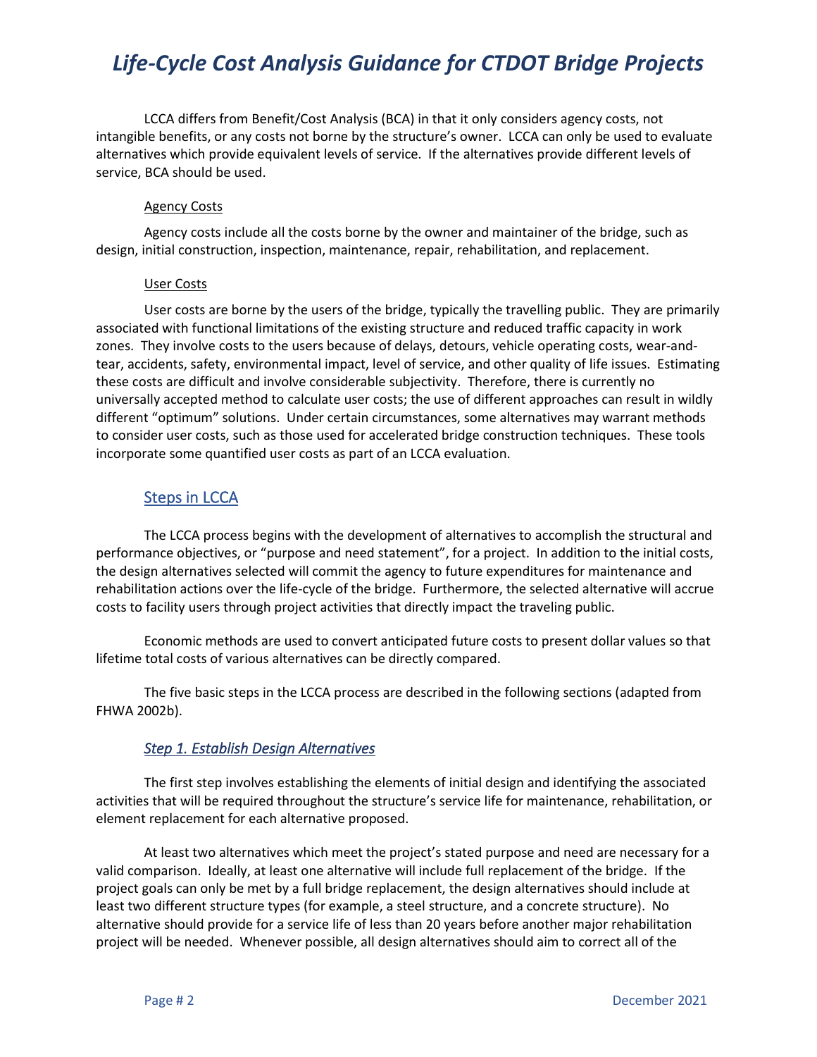LCCA differs from Benefit/Cost Analysis (BCA) in that it only considers agency costs, not intangible benefits, or any costs not borne by the structure's owner. LCCA can only be used to evaluate alternatives which provide equivalent levels of service. If the alternatives provide different levels of service, BCA should be used.

#### Agency Costs

Agency costs include all the costs borne by the owner and maintainer of the bridge, such as design, initial construction, inspection, maintenance, repair, rehabilitation, and replacement.

#### User Costs

User costs are borne by the users of the bridge, typically the travelling public. They are primarily associated with functional limitations of the existing structure and reduced traffic capacity in work zones. They involve costs to the users because of delays, detours, vehicle operating costs, wear-and-tear, accidents, safety, environmental impact, level of service, and other quality of life issues. Estimating these costs are difficult and involve considerable subjectivity. Therefore, there is currently no universally accepted method to calculate user costs; the use of different approaches can result in wildly different "optimum" solutions. Under certain circumstances, some alternatives may warrant methods to consider user costs, such as those used for accelerated bridge construction techniques. These tools incorporate some quantified user costs as part of an LCCA evaluation.

## Steps in LCCA

The LCCA process begins with the development of alternatives to accomplish the structural and performance objectives, or "purpose and need statement", for a project. In addition to the initial costs, the design alternatives selected will commit the agency to future expenditures for maintenance and rehabilitation actions over the life-cycle of the bridge. Furthermore, the selected alternative will accrue costs to facility users through project activities that directly impact the traveling public.

Economic methods are used to convert anticipated future costs to present dollar values so that lifetime total costs of various alternatives can be directly compared.

The five basic steps in the LCCA process are described in the following sections (adapted from FHWA 2002b).

### *Step 1. Establish Design Alternatives*

The first step involves establishing the elements of initial design and identifying the associated activities that will be required throughout the structure's service life for maintenance, rehabilitation, or element replacement for each alternative proposed.

At least two alternatives which meet the project's stated purpose and need are necessary for a valid comparison. Ideally, at least one alternative will include full replacement of the bridge. If the project goals can only be met by a full bridge replacement, the design alternatives should include at least two different structure types (for example, a steel structure, and a concrete structure). No alternative should provide for a service life of less than 20 years before another major rehabilitation project will be needed. Whenever possible, all design alternatives should aim to correct all of the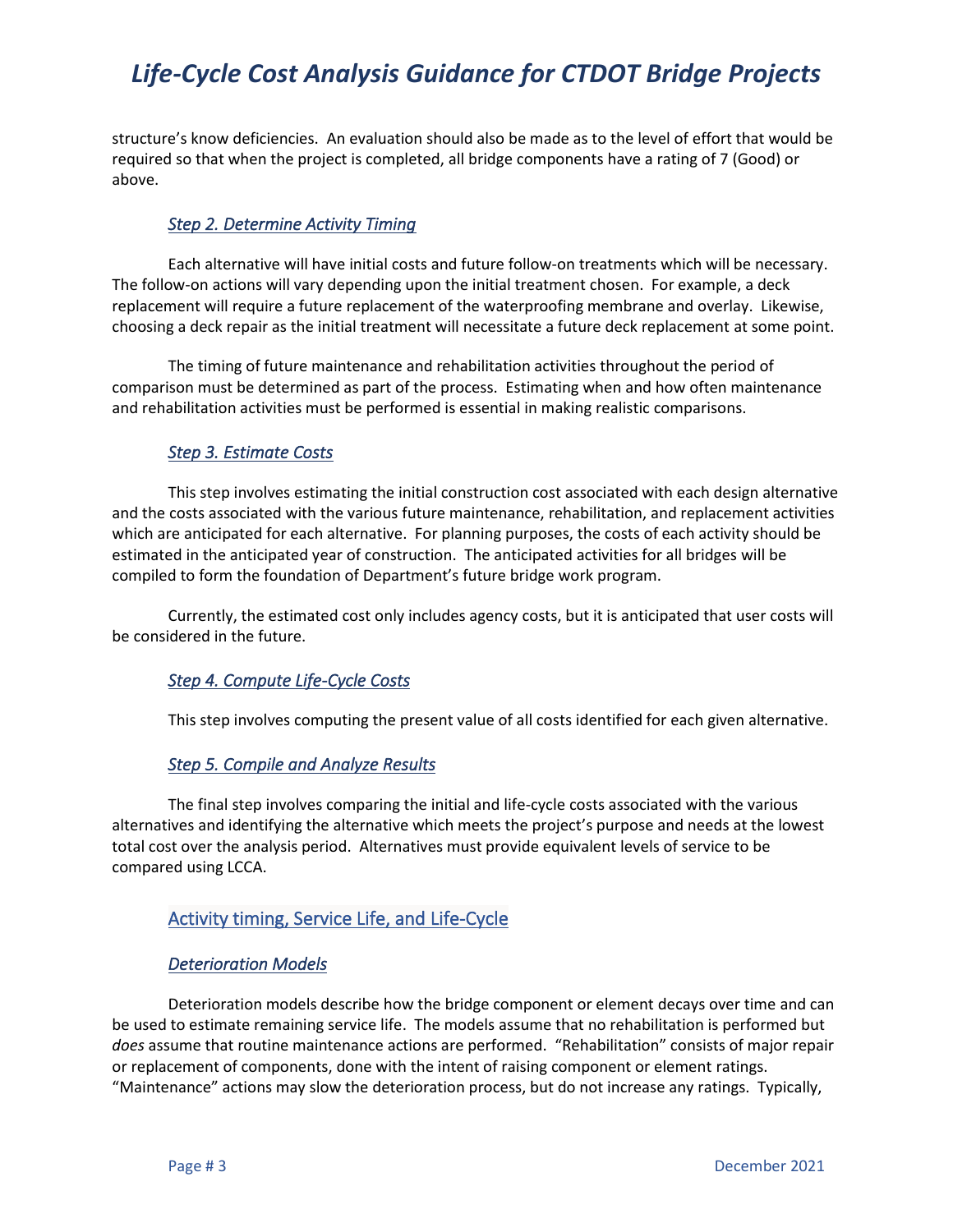structure's know deficiencies. An evaluation should also be made as to the level of effort that would be required so that when the project is completed, all bridge components have a rating of 7 (Good) or above.

### *Step 2. Determine Activity Timing*

Each alternative will have initial costs and future follow-on treatments which will be necessary. The follow-on actions will vary depending upon the initial treatment chosen. For example, a deck replacement will require a future replacement of the waterproofing membrane and overlay. Likewise, choosing a deck repair as the initial treatment will necessitate a future deck replacement at some point.

The timing of future maintenance and rehabilitation activities throughout the period of comparison must be determined as part of the process. Estimating when and how often maintenance and rehabilitation activities must be performed is essential in making realistic comparisons.

### *Step 3. Estimate Costs*

This step involves estimating the initial construction cost associated with each design alternative and the costs associated with the various future maintenance, rehabilitation, and replacement activities which are anticipated for each alternative. For planning purposes, the costs of each activity should be estimated in the anticipated year of construction. The anticipated activities for all bridges will be compiled to form the foundation of Department's future bridge work program.

Currently, the estimated cost only includes agency costs, but it is anticipated that user costs will be considered in the future.

### *Step 4. Compute Life-Cycle Costs*

This step involves computing the present value of all costs identified for each given alternative.

### *Step 5. Compile and Analyze Results*

The final step involves comparing the initial and life-cycle costs associated with the various alternatives and identifying the alternative which meets the project's purpose and needs at the lowest total cost over the analysis period. Alternatives must provide equivalent levels of service to be compared using LCCA.

## Activity timing, Service Life, and Life-Cycle

### *Deterioration Models*

Deterioration models describe how the bridge component or element decays over time and can be used to estimate remaining service life. The models assume that no rehabilitation is performed but *does* assume that routine maintenance actions are performed. "Rehabilitation" consists of major repair or replacement of components, done with the intent of raising component or element ratings. "Maintenance" actions may slow the deterioration process, but do not increase any ratings. Typically,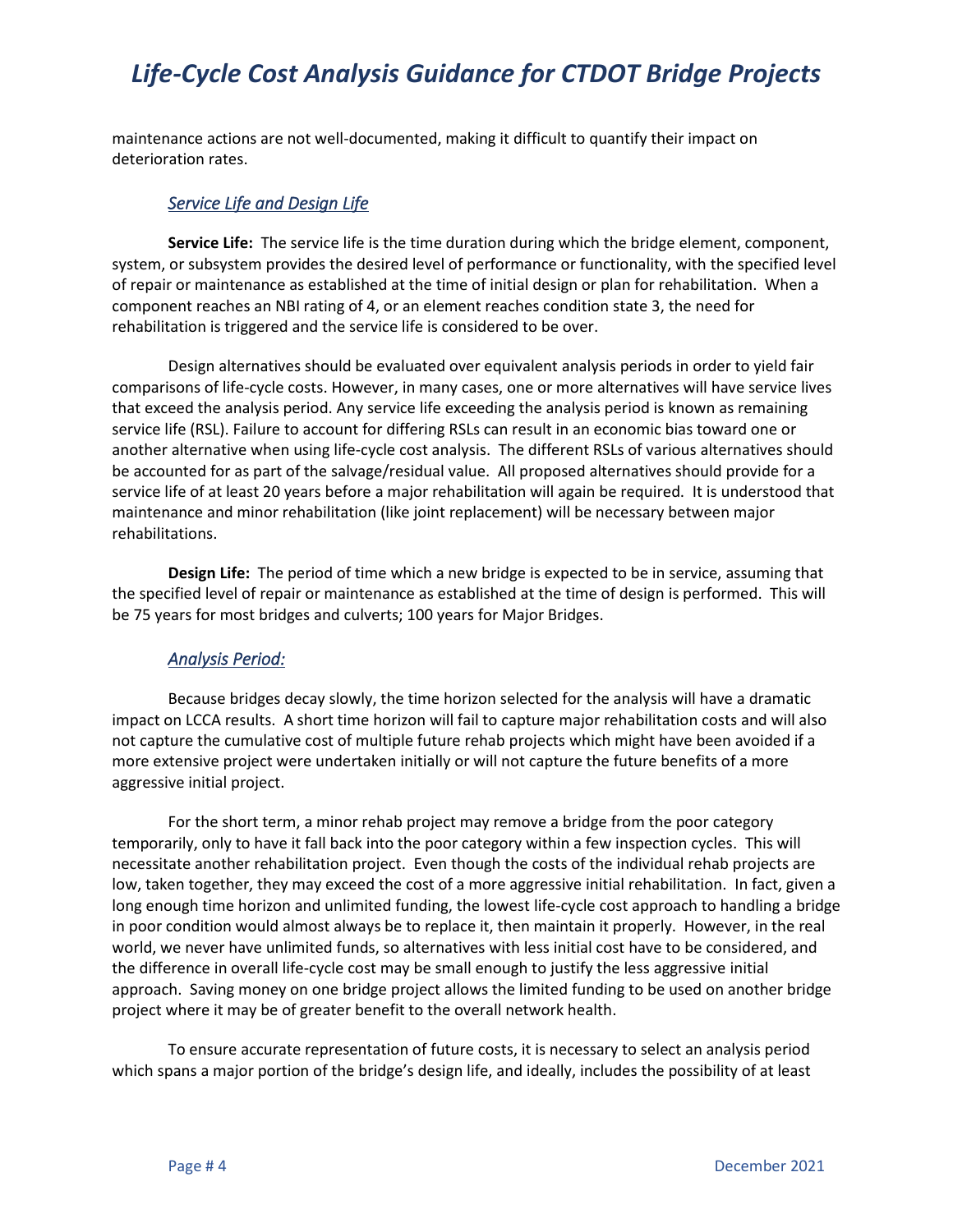maintenance actions are not well-documented, making it difficult to quantify their impact on deterioration rates.

### *Service Life and Design Life*

**Service Life:** The service life is the time duration during which the bridge element, component, system, or subsystem provides the desired level of performance or functionality, with the specified level of repair or maintenance as established at the time of initial design or plan for rehabilitation. When a component reaches an NBI rating of 4, or an element reaches condition state 3, the need for rehabilitation is triggered and the service life is considered to be over.

Design alternatives should be evaluated over equivalent analysis periods in order to yield fair comparisons of life-cycle costs. However, in many cases, one or more alternatives will have service lives that exceed the analysis period. Any service life exceeding the analysis period is known as remaining service life (RSL). Failure to account for differing RSLs can result in an economic bias toward one or another alternative when using life-cycle cost analysis. The different RSLs of various alternatives should be accounted for as part of the salvage/residual value. All proposed alternatives should provide for a service life of at least 20 years before a major rehabilitation will again be required. It is understood that maintenance and minor rehabilitation (like joint replacement) will be necessary between major rehabilitations.

**Design Life:** The period of time which a new bridge is expected to be in service, assuming that the specified level of repair or maintenance as established at the time of design is performed. This will be 75 years for most bridges and culverts; 100 years for Major Bridges.

### *Analysis Period:*

Because bridges decay slowly, the time horizon selected for the analysis will have a dramatic impact on LCCA results. A short time horizon will fail to capture major rehabilitation costs and will also not capture the cumulative cost of multiple future rehab projects which might have been avoided if a more extensive project were undertaken initially or will not capture the future benefits of a more aggressive initial project.

For the short term, a minor rehab project may remove a bridge from the poor category temporarily, only to have it fall back into the poor category within a few inspection cycles. This will necessitate another rehabilitation project. Even though the costs of the individual rehab projects are low, taken together, they may exceed the cost of a more aggressive initial rehabilitation. In fact, given a long enough time horizon and unlimited funding, the lowest life-cycle cost approach to handling a bridge in poor condition would almost always be to replace it, then maintain it properly. However, in the real world, we never have unlimited funds, so alternatives with less initial cost have to be considered, and the difference in overall life-cycle cost may be small enough to justify the less aggressive initial approach. Saving money on one bridge project allows the limited funding to be used on another bridge project where it may be of greater benefit to the overall network health.

To ensure accurate representation of future costs, it is necessary to select an analysis period which spans a major portion of the bridge's design life, and ideally, includes the possibility of at least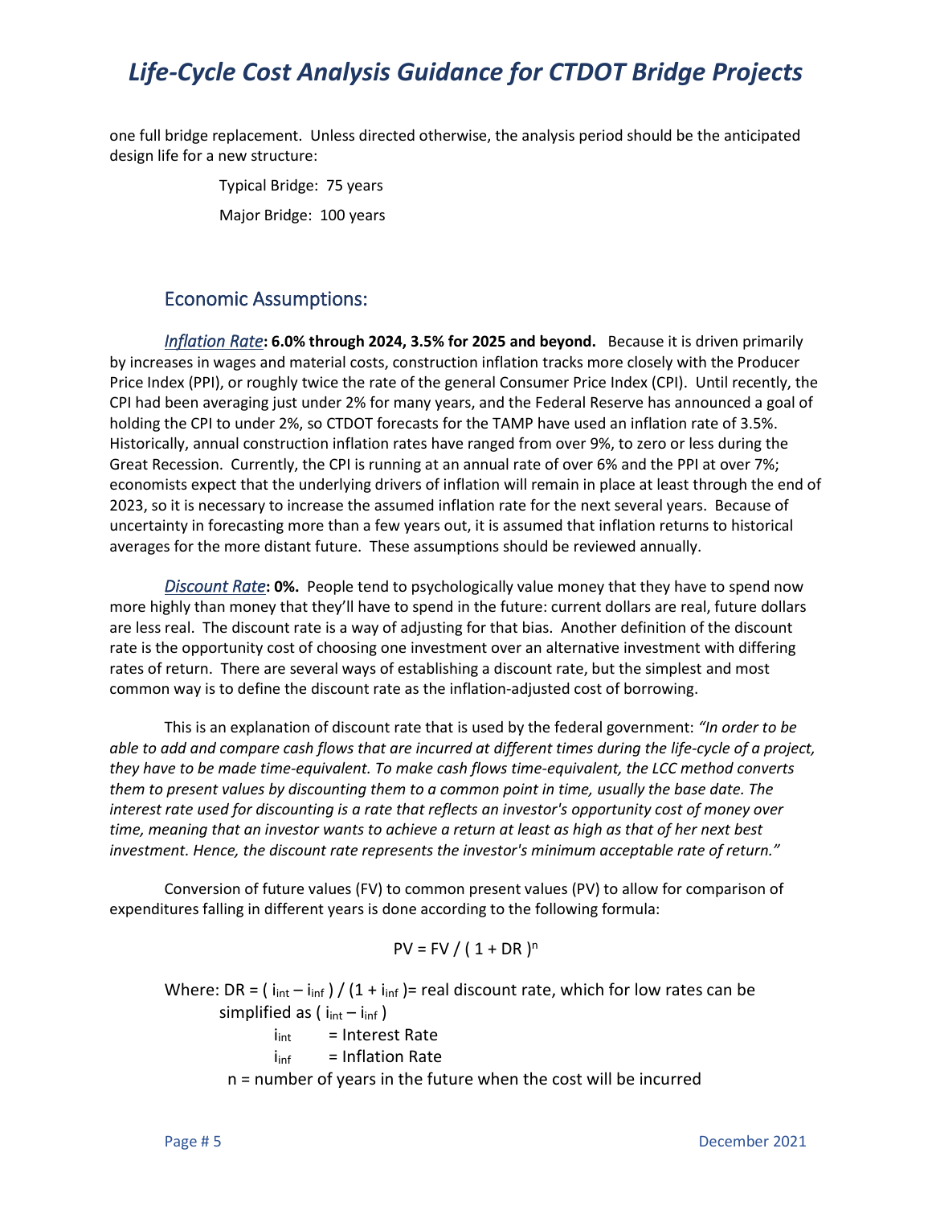one full bridge replacement. Unless directed otherwise, the analysis period should be the anticipated design life for a new structure:

Typical Bridge: 75 years

Major Bridge: 100 years

## Economic Assumptions:

*Inflation Rate*: **6.0% through 2024, 3.5% for 2025 and beyond.** Because it is driven primarily by increases in wages and material costs, construction inflation tracks more closely with the Producer Price Index (PPI), or roughly twice the rate of the general Consumer Price Index (CPI). Until recently, the CPI had been averaging just under 2% for many years, and the Federal Reserve has announced a goal of holding the CPI to under 2%, so CTDOT forecasts for the TAMP have used an inflation rate of 3.5%. Historically, annual construction inflation rates have ranged from over 9%, to zero or less during the Great Recession. Currently, the CPI is running at an annual rate of over 6% and the PPI at over 7%; economists expect that the underlying drivers of inflation will remain in place at least through the end of 2023, so it is necessary to increase the assumed inflation rate for the next several years. Because of uncertainty in forecasting more than a few years out, it is assumed that inflation returns to historical averages for the more distant future. These assumptions should be reviewed annually.

*Discount Rate*: **0%.** People tend to psychologically value money that they have to spend now more highly than money that they'll have to spend in the future: current dollars are real, future dollars are less real. The discount rate is a way of adjusting for that bias. Another definition of the discount rate is the opportunity cost of choosing one investment over an alternative investment with differing rates of return. There are several ways of establishing a discount rate, but the simplest and most common way is to define the discount rate as the inflation-adjusted cost of borrowing.

This is an explanation of discount rate that is used by the federal government: *"In order to be able to add and compare cash flows that are incurred at different times during the life-cycle of a project, they have to be made time-equivalent. To make cash flows time-equivalent, the LCC method converts them to present values by discounting them to a common point in time, usually the base date. The interest rate used for discounting is a rate that reflects an investor's opportunity cost of money over time, meaning that an investor wants to achieve a return at least as high as that of her next best investment. Hence, the discount rate represents the investor's minimum acceptable rate of return."*

Conversion of future values (FV) to common present values (PV) to allow for comparison of expenditures falling in different years is done according to the following formula:

$$PV = FV / ( 1 + DR )^n$$

Where: $DR = ( i_{int} - i_{inf} ) / (1 + i_{inf} )$ = real discount rate, which for low rates can be simplified as $( i_{int} - i_{inf} )$

$i_{int}$ = Interest Rate

$i_{inf}$ = Inflation Rate

$n$ = number of years in the future when the cost will be incurred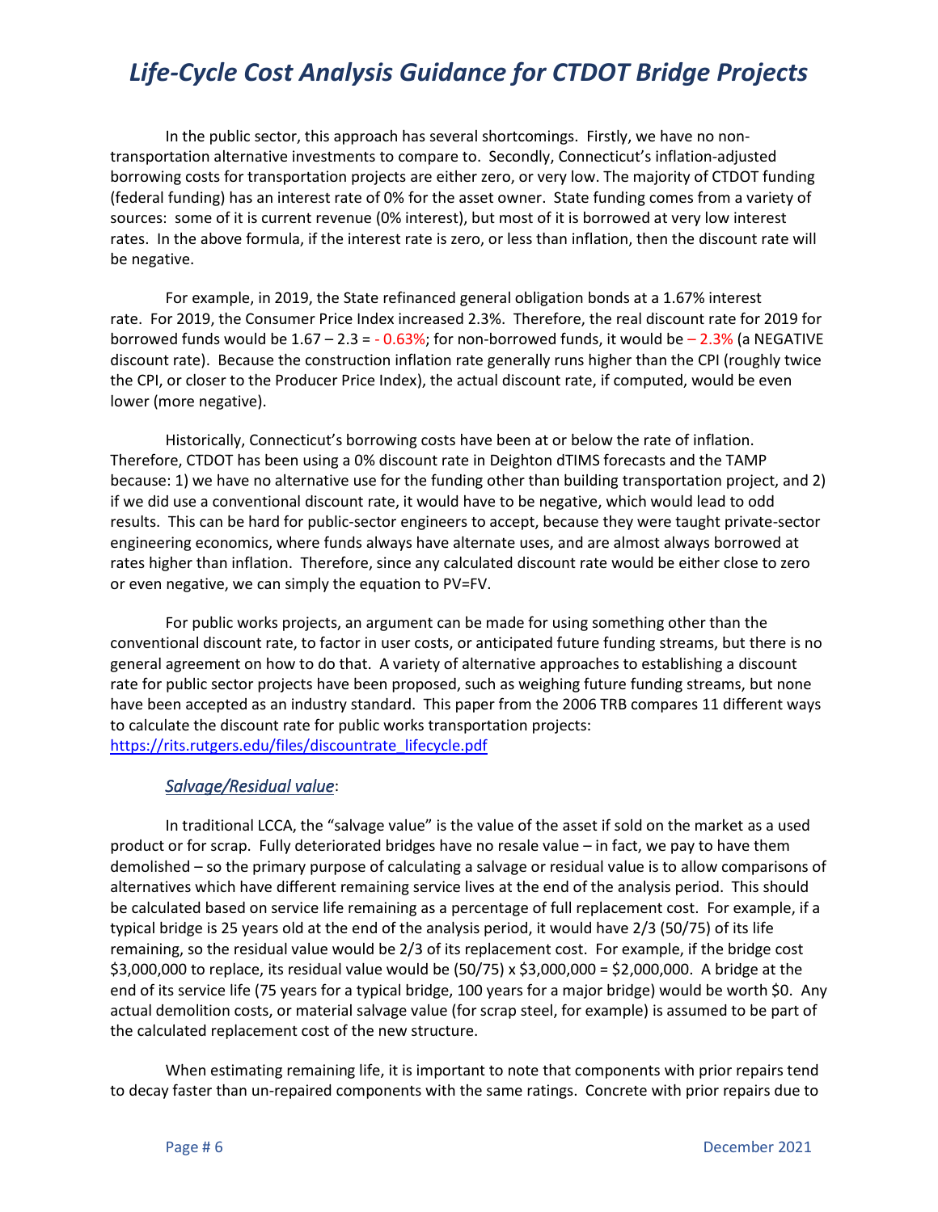In the public sector, this approach has several shortcomings. Firstly, we have no non-transportation alternative investments to compare to. Secondly, Connecticut's inflation-adjusted borrowing costs for transportation projects are either zero, or very low. The majority of CTDOT funding (federal funding) has an interest rate of 0% for the asset owner. State funding comes from a variety of sources: some of it is current revenue (0% interest), but most of it is borrowed at very low interest rates. In the above formula, if the interest rate is zero, or less than inflation, then the discount rate will be negative.

For example, in 2019, the State refinanced general obligation bonds at a 1.67% interest rate. For 2019, the Consumer Price Index increased 2.3%. Therefore, the real discount rate for 2019 for borrowed funds would be 1.67 – 2.3 = - 0.63%; for non-borrowed funds, it would be – 2.3% (a NEGATIVE discount rate). Because the construction inflation rate generally runs higher than the CPI (roughly twice the CPI, or closer to the Producer Price Index), the actual discount rate, if computed, would be even lower (more negative).

Historically, Connecticut's borrowing costs have been at or below the rate of inflation. Therefore, CTDOT has been using a 0% discount rate in Deighton dTIMS forecasts and the TAMP because: 1) we have no alternative use for the funding other than building transportation project, and 2) if we did use a conventional discount rate, it would have to be negative, which would lead to odd results. This can be hard for public-sector engineers to accept, because they were taught private-sector engineering economics, where funds always have alternate uses, and are almost always borrowed at rates higher than inflation. Therefore, since any calculated discount rate would be either close to zero or even negative, we can simply the equation to PV=FV.

For public works projects, an argument can be made for using something other than the conventional discount rate, to factor in user costs, or anticipated future funding streams, but there is no general agreement on how to do that. A variety of alternative approaches to establishing a discount rate for public sector projects have been proposed, such as weighing future funding streams, but none have been accepted as an industry standard. This paper from the 2006 TRB compares 11 different ways to calculate the discount rate for public works transportation projects: [https://rits.rutgers.edu/files/discountrate_lifecycle.pdf](https://rits.rutgers.edu/files/discountrate_lifecycle.pdf)

### *Salvage/Residual value*:

In traditional LCCA, the "salvage value" is the value of the asset if sold on the market as a used product or for scrap. Fully deteriorated bridges have no resale value – in fact, we pay to have them demolished – so the primary purpose of calculating a salvage or residual value is to allow comparisons of alternatives which have different remaining service lives at the end of the analysis period. This should be calculated based on service life remaining as a percentage of full replacement cost. For example, if a typical bridge is 25 years old at the end of the analysis period, it would have 2/3 (50/75) of its life remaining, so the residual value would be 2/3 of its replacement cost. For example, if the bridge cost \$3,000,000 to replace, its residual value would be (50/75) x \$3,000,000 = \$2,000,000. A bridge at the end of its service life (75 years for a typical bridge, 100 years for a major bridge) would be worth \$0. Any actual demolition costs, or material salvage value (for scrap steel, for example) is assumed to be part of the calculated replacement cost of the new structure.

When estimating remaining life, it is important to note that components with prior repairs tend to decay faster than un-repaired components with the same ratings. Concrete with prior repairs due to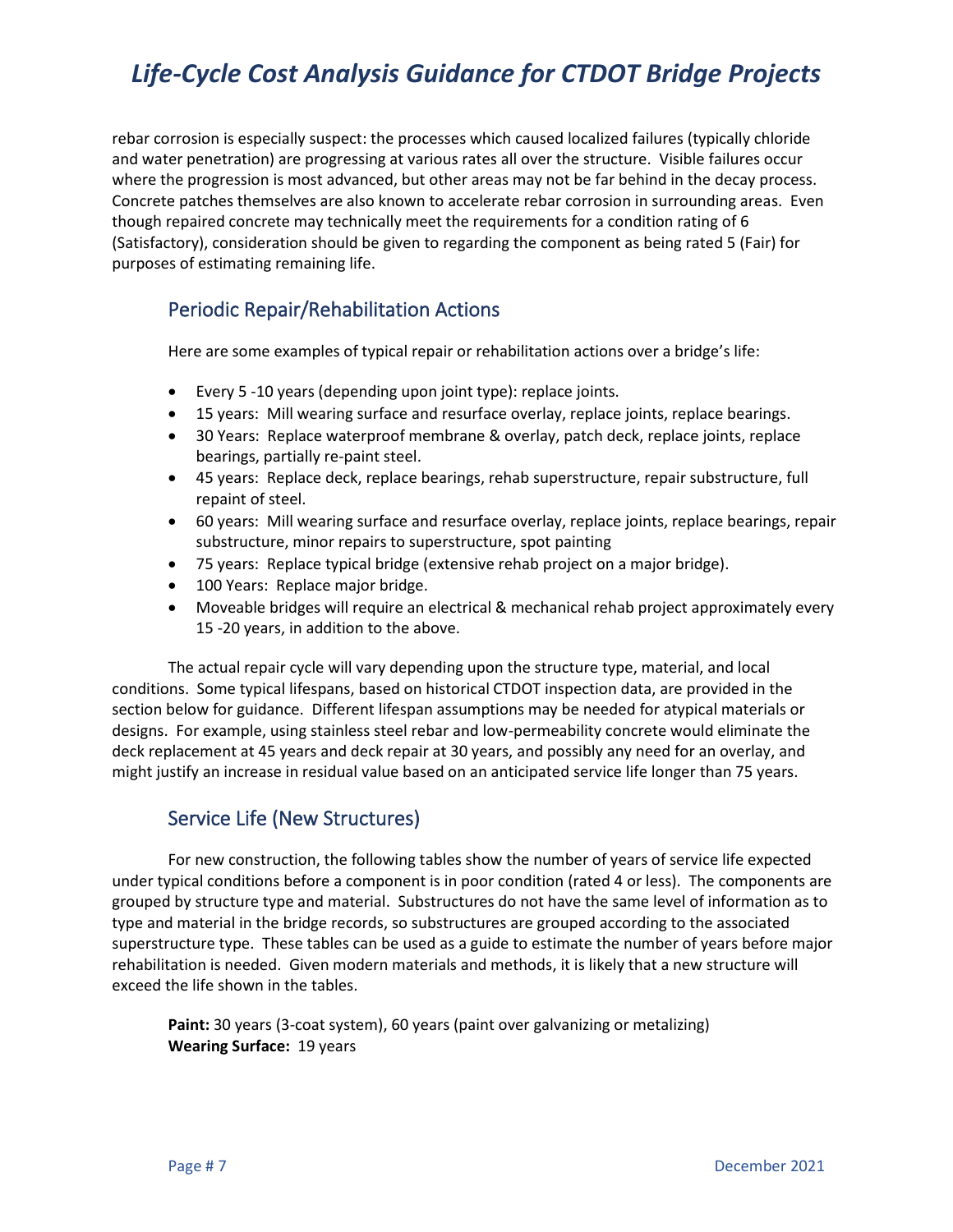rebar corrosion is especially suspect: the processes which caused localized failures (typically chloride and water penetration) are progressing at various rates all over the structure. Visible failures occur where the progression is most advanced, but other areas may not be far behind in the decay process. Concrete patches themselves are also known to accelerate rebar corrosion in surrounding areas. Even though repaired concrete may technically meet the requirements for a condition rating of 6 (Satisfactory), consideration should be given to regarding the component as being rated 5 (Fair) for purposes of estimating remaining life.

## Periodic Repair/Rehabilitation Actions

Here are some examples of typical repair or rehabilitation actions over a bridge's life:

- Every 5 -10 years (depending upon joint type): replace joints.
- 15 years: Mill wearing surface and resurface overlay, replace joints, replace bearings.
- 30 Years: Replace waterproof membrane & overlay, patch deck, replace joints, replace bearings, partially re-paint steel.
- 45 years: Replace deck, replace bearings, rehab superstructure, repair substructure, full repaint of steel.
- 60 years: Mill wearing surface and resurface overlay, replace joints, replace bearings, repair substructure, minor repairs to superstructure, spot painting
- 75 years: Replace typical bridge (extensive rehab project on a major bridge).
- 100 Years: Replace major bridge.
- Moveable bridges will require an electrical & mechanical rehab project approximately every 15 -20 years, in addition to the above.

The actual repair cycle will vary depending upon the structure type, material, and local conditions. Some typical lifespans, based on historical CTDOT inspection data, are provided in the section below for guidance. Different lifespan assumptions may be needed for atypical materials or designs. For example, using stainless steel rebar and low-permeability concrete would eliminate the deck replacement at 45 years and deck repair at 30 years, and possibly any need for an overlay, and might justify an increase in residual value based on an anticipated service life longer than 75 years.

## Service Life (New Structures)

For new construction, the following tables show the number of years of service life expected under typical conditions before a component is in poor condition (rated 4 or less). The components are grouped by structure type and material. Substructures do not have the same level of information as to type and material in the bridge records, so substructures are grouped according to the associated superstructure type. These tables can be used as a guide to estimate the number of years before major rehabilitation is needed. Given modern materials and methods, it is likely that a new structure will exceed the life shown in the tables.

**Paint:** 30 years (3-coat system), 60 years (paint over galvanizing or metalizing)
**Wearing Surface:** 19 years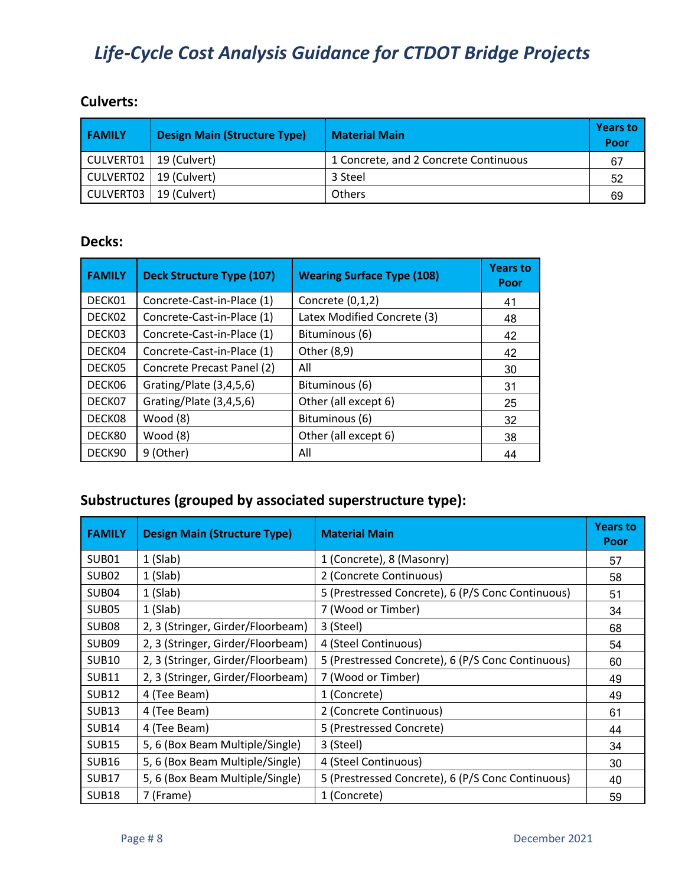### Culverts:

| FAMILY | Design Main (Structure Type) | Material Main | Years to Poor |
|---|---|---|---|
| CULVERT01 | 19 (Culvert) | 1 Concrete, and 2 Concrete Continuous | 67 |
| CULVERT02 | 19 (Culvert) | 3 Steel | 52 |
| CULVERT03 | 19 (Culvert) | Others | 69 |

### Decks:

| FAMILY | Deck Structure Type (107) | Wearing Surface Type (108) | Years to Poor |
|---|---|---|---|
| DECK01 | Concrete-Cast-in-Place (1) | Concrete (0,1,2) | 41 |
| DECK02 | Concrete-Cast-in-Place (1) | Latex Modified Concrete (3) | 48 |
| DECK03 | Concrete-Cast-in-Place (1) | Bituminous (6) | 42 |
| DECK04 | Concrete-Cast-in-Place (1) | Other (8,9) | 42 |
| DECK05 | Concrete Precast Panel (2) | All | 30 |
| DECK06 | Grating/Plate (3,4,5,6) | Bituminous (6) | 31 |
| DECK07 | Grating/Plate (3,4,5,6) | Other (all except 6) | 25 |
| DECK08 | Wood (8) | Bituminous (6) | 32 |
| DECK80 | Wood (8) | Other (all except 6) | 38 |
| DECK90 | 9 (Other) | All | 44 |

### Substructures (grouped by associated superstructure type):

| FAMILY | Design Main (Structure Type) | Material Main | Years to Poor |
|---|---|---|---|
| SUB01 | 1 (Slab) | 1 (Concrete), 8 (Masonry) | 57 |
| SUB02 | 1 (Slab) | 2 (Concrete Continuous) | 58 |
| SUB04 | 1 (Slab) | 5 (Prestressed Concrete), 6 (P/S Conc Continuous) | 51 |
| SUB05 | 1 (Slab) | 7 (Wood or Timber) | 34 |
| SUB08 | 2, 3 (Stringer, Girder/Floorbeam) | 3 (Steel) | 68 |
| SUB09 | 2, 3 (Stringer, Girder/Floorbeam) | 4 (Steel Continuous) | 54 |
| SUB10 | 2, 3 (Stringer, Girder/Floorbeam) | 5 (Prestressed Concrete), 6 (P/S Conc Continuous) | 60 |
| SUB11 | 2, 3 (Stringer, Girder/Floorbeam) | 7 (Wood or Timber) | 49 |
| SUB12 | 4 (Tee Beam) | 1 (Concrete) | 49 |
| SUB13 | 4 (Tee Beam) | 2 (Concrete Continuous) | 61 |
| SUB14 | 4 (Tee Beam) | 5 (Prestressed Concrete) | 44 |
| SUB15 | 5, 6 (Box Beam Multiple/Single) | 3 (Steel) | 34 |
| SUB16 | 5, 6 (Box Beam Multiple/Single) | 4 (Steel Continuous) | 30 |
| SUB17 | 5, 6 (Box Beam Multiple/Single) | 5 (Prestressed Concrete), 6 (P/S Conc Continuous) | 40 |
| SUB18 | 7 (Frame) | 1 (Concrete) | 59 |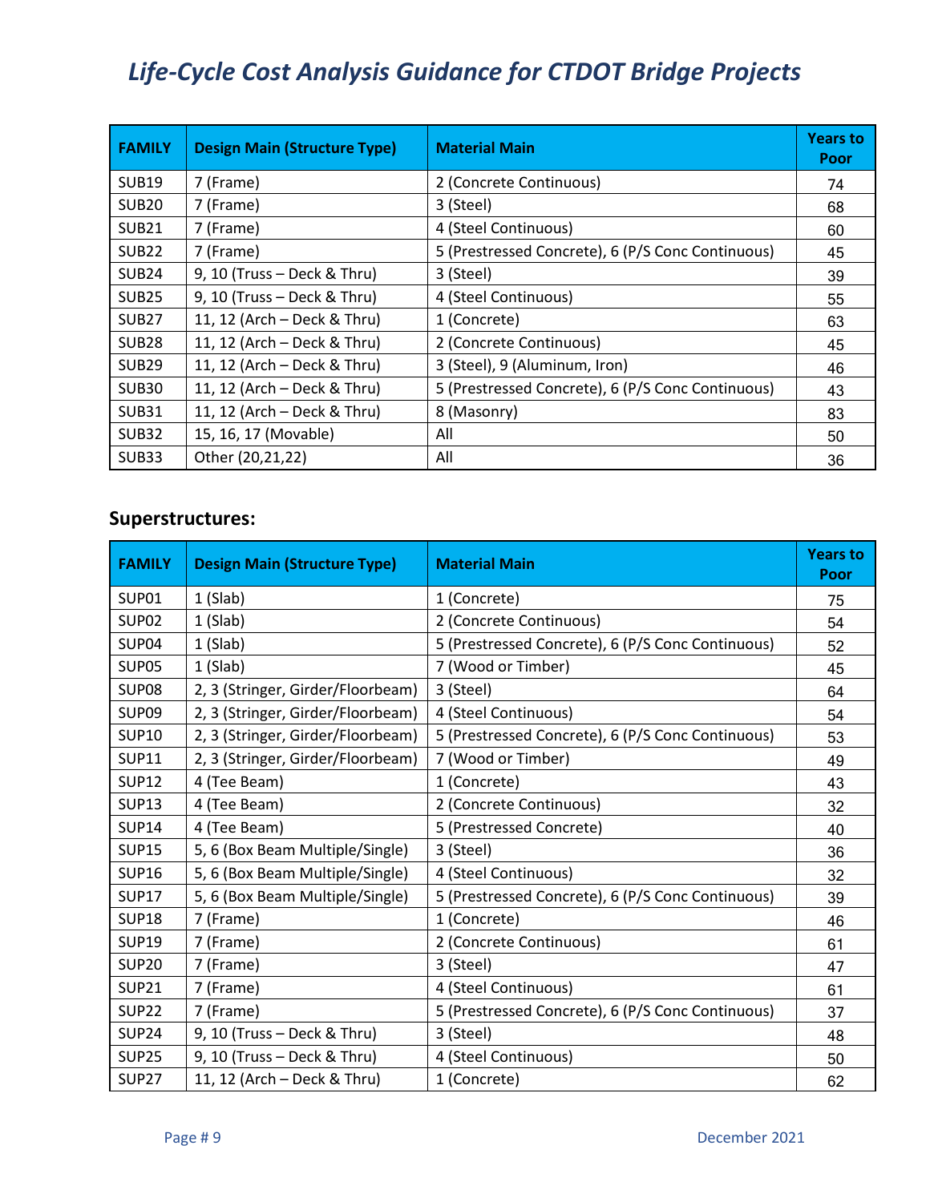| FAMILY | Design Main (Structure Type) | Material Main | Years to Poor |
|---|---|---|---|
| SUB19 | 7 (Frame) | 2 (Concrete Continuous) | 74 |
| SUB20 | 7 (Frame) | 3 (Steel) | 68 |
| SUB21 | 7 (Frame) | 4 (Steel Continuous) | 60 |
| SUB22 | 7 (Frame) | 5 (Prestressed Concrete), 6 (P/S Conc Continuous) | 45 |
| SUB24 | 9, 10 (Truss – Deck & Thru) | 3 (Steel) | 39 |
| SUB25 | 9, 10 (Truss – Deck & Thru) | 4 (Steel Continuous) | 55 |
| SUB27 | 11, 12 (Arch – Deck & Thru) | 1 (Concrete) | 63 |
| SUB28 | 11, 12 (Arch – Deck & Thru) | 2 (Concrete Continuous) | 45 |
| SUB29 | 11, 12 (Arch – Deck & Thru) | 3 (Steel), 9 (Aluminum, Iron) | 46 |
| SUB30 | 11, 12 (Arch – Deck & Thru) | 5 (Prestressed Concrete), 6 (P/S Conc Continuous) | 43 |
| SUB31 | 11, 12 (Arch – Deck & Thru) | 8 (Masonry) | 83 |
| SUB32 | 15, 16, 17 (Movable) | All | 50 |
| SUB33 | Other (20,21,22) | All | 36 |

### Superstructures:

| FAMILY | Design Main (Structure Type) | Material Main | Years to Poor |
|---|---|---|---|
| SUP01 | 1 (Slab) | 1 (Concrete) | 75 |
| SUP02 | 1 (Slab) | 2 (Concrete Continuous) | 54 |
| SUP04 | 1 (Slab) | 5 (Prestressed Concrete), 6 (P/S Conc Continuous) | 52 |
| SUP05 | 1 (Slab) | 7 (Wood or Timber) | 45 |
| SUP08 | 2, 3 (Stringer, Girder/Floorbeam) | 3 (Steel) | 64 |
| SUP09 | 2, 3 (Stringer, Girder/Floorbeam) | 4 (Steel Continuous) | 54 |
| SUP10 | 2, 3 (Stringer, Girder/Floorbeam) | 5 (Prestressed Concrete), 6 (P/S Conc Continuous) | 53 |
| SUP11 | 2, 3 (Stringer, Girder/Floorbeam) | 7 (Wood or Timber) | 49 |
| SUP12 | 4 (Tee Beam) | 1 (Concrete) | 43 |
| SUP13 | 4 (Tee Beam) | 2 (Concrete Continuous) | 32 |
| SUP14 | 4 (Tee Beam) | 5 (Prestressed Concrete) | 40 |
| SUP15 | 5, 6 (Box Beam Multiple/Single) | 3 (Steel) | 36 |
| SUP16 | 5, 6 (Box Beam Multiple/Single) | 4 (Steel Continuous) | 32 |
| SUP17 | 5, 6 (Box Beam Multiple/Single) | 5 (Prestressed Concrete), 6 (P/S Conc Continuous) | 39 |
| SUP18 | 7 (Frame) | 1 (Concrete) | 46 |
| SUP19 | 7 (Frame) | 2 (Concrete Continuous) | 61 |
| SUP20 | 7 (Frame) | 3 (Steel) | 47 |
| SUP21 | 7 (Frame) | 4 (Steel Continuous) | 61 |
| SUP22 | 7 (Frame) | 5 (Prestressed Concrete), 6 (P/S Conc Continuous) | 37 |
| SUP24 | 9, 10 (Truss – Deck & Thru) | 3 (Steel) | 48 |
| SUP25 | 9, 10 (Truss – Deck & Thru) | 4 (Steel Continuous) | 50 |
| SUP27 | 11, 12 (Arch – Deck & Thru) | 1 (Concrete) | 62 |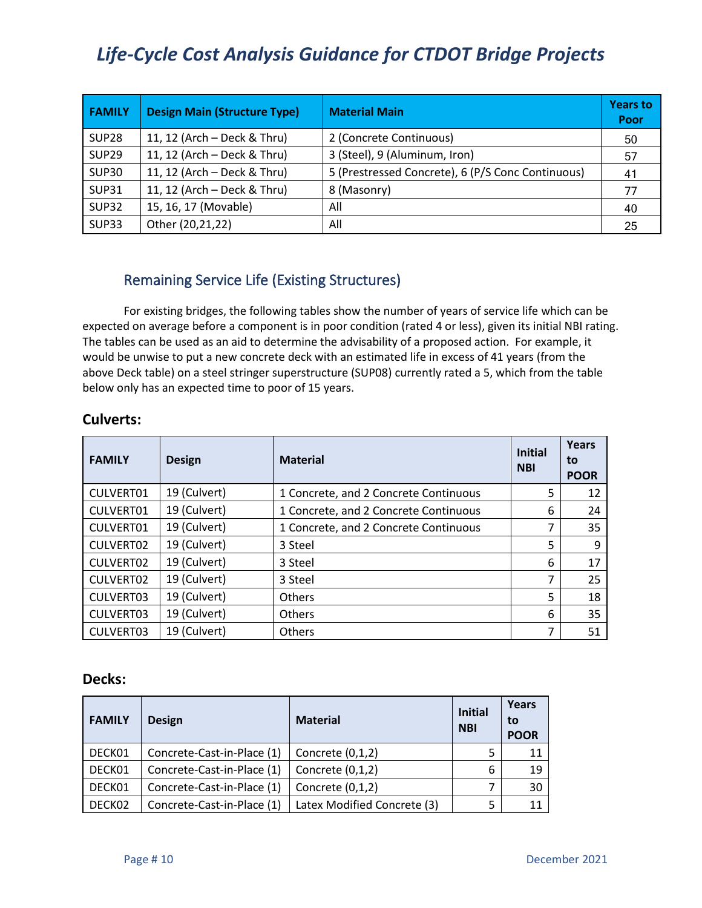| FAMILY | Design Main (Structure Type) | Material Main | Years to Poor |
|---|---|---|---|
| SUP28 | 11, 12 (Arch – Deck & Thru) | 2 (Concrete Continuous) | 50 |
| SUP29 | 11, 12 (Arch – Deck & Thru) | 3 (Steel), 9 (Aluminum, Iron) | 57 |
| SUP30 | 11, 12 (Arch – Deck & Thru) | 5 (Prestressed Concrete), 6 (P/S Conc Continuous) | 41 |
| SUP31 | 11, 12 (Arch – Deck & Thru) | 8 (Masonry) | 77 |
| SUP32 | 15, 16, 17 (Movable) | All | 40 |
| SUP33 | Other (20,21,22) | All | 25 |

## Remaining Service Life (Existing Structures)

For existing bridges, the following tables show the number of years of service life which can be expected on average before a component is in poor condition (rated 4 or less), given its initial NBI rating. The tables can be used as an aid to determine the advisability of a proposed action. For example, it would be unwise to put a new concrete deck with an estimated life in excess of 41 years (from the above Deck table) on a steel stringer superstructure (SUP08) currently rated a 5, which from the table below only has an expected time to poor of 15 years.

### Culverts:

| FAMILY | Design | Material | Initial NBI | Years to POOR |
|---|---|---|---|---|
| CULVERT01 | 19 (Culvert) | 1 Concrete, and 2 Concrete Continuous | 5 | 12 |
| CULVERT01 | 19 (Culvert) | 1 Concrete, and 2 Concrete Continuous | 6 | 24 |
| CULVERT01 | 19 (Culvert) | 1 Concrete, and 2 Concrete Continuous | 7 | 35 |
| CULVERT02 | 19 (Culvert) | 3 Steel | 5 | 9 |
| CULVERT02 | 19 (Culvert) | 3 Steel | 6 | 17 |
| CULVERT02 | 19 (Culvert) | 3 Steel | 7 | 25 |
| CULVERT03 | 19 (Culvert) | Others | 5 | 18 |
| CULVERT03 | 19 (Culvert) | Others | 6 | 35 |
| CULVERT03 | 19 (Culvert) | Others | 7 | 51 |

### Decks:

| FAMILY | Design | Material | Initial NBI | Years to POOR |
|---|---|---|---|---|
| DECK01 | Concrete-Cast-in-Place (1) | Concrete (0,1,2) | 5 | 11 |
| DECK01 | Concrete-Cast-in-Place (1) | Concrete (0,1,2) | 6 | 19 |
| DECK01 | Concrete-Cast-in-Place (1) | Concrete (0,1,2) | 7 | 30 |
| DECK02 | Concrete-Cast-in-Place (1) | Latex Modified Concrete (3) | 5 | 11 |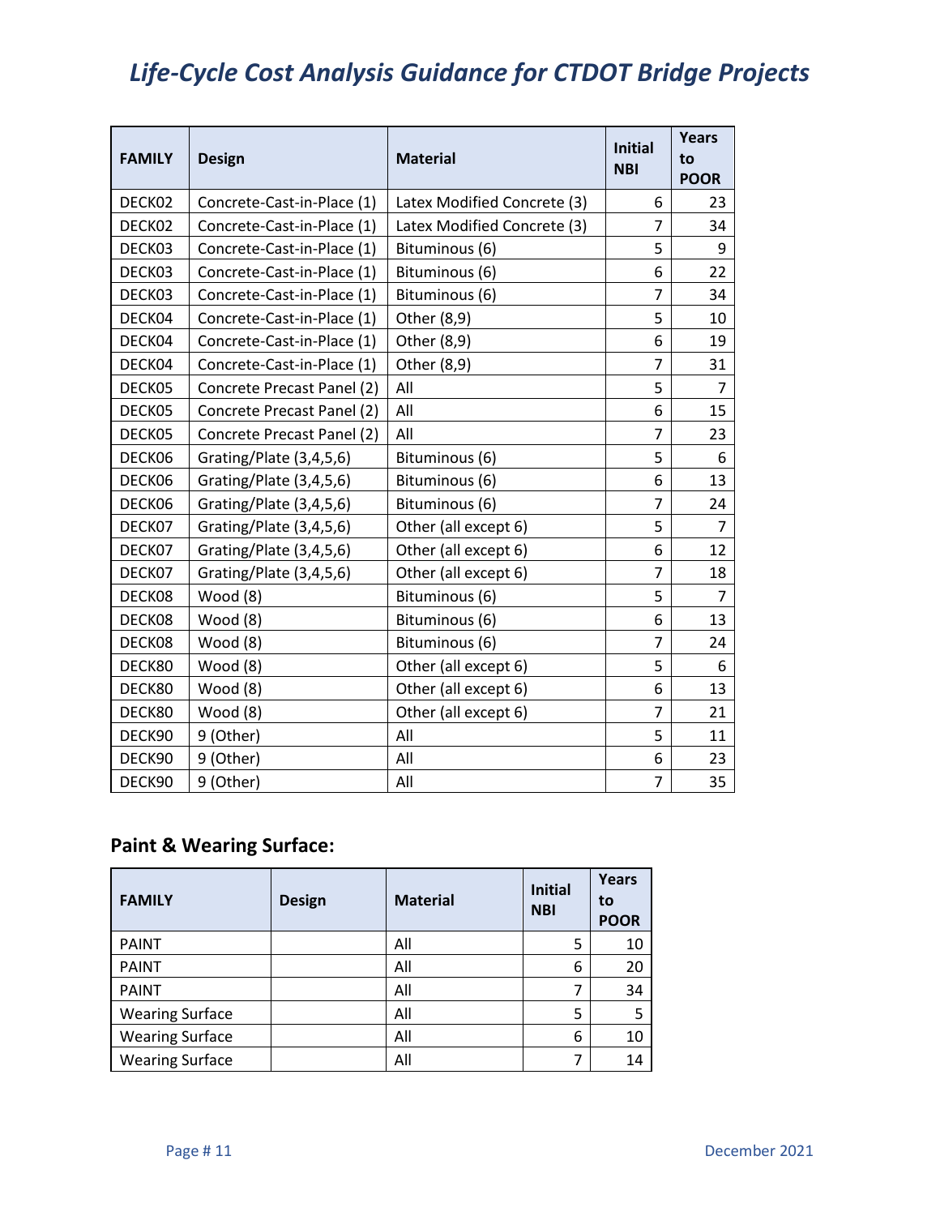| FAMILY | Design | Material | Initial NBI | Years to POOR |
| --- | --- | --- | --- | --- |
| DECK02 | Concrete-Cast-in-Place (1) | Latex Modified Concrete (3) | 6 | 23 |
| DECK02 | Concrete-Cast-in-Place (1) | Latex Modified Concrete (3) | 7 | 34 |
| DECK03 | Concrete-Cast-in-Place (1) | Bituminous (6) | 5 | 9 |
| DECK03 | Concrete-Cast-in-Place (1) | Bituminous (6) | 6 | 22 |
| DECK03 | Concrete-Cast-in-Place (1) | Bituminous (6) | 7 | 34 |
| DECK04 | Concrete-Cast-in-Place (1) | Other (8,9) | 5 | 10 |
| DECK04 | Concrete-Cast-in-Place (1) | Other (8,9) | 6 | 19 |
| DECK04 | Concrete-Cast-in-Place (1) | Other (8,9) | 7 | 31 |
| DECK05 | Concrete Precast Panel (2) | All | 5 | 7 |
| DECK05 | Concrete Precast Panel (2) | All | 6 | 15 |
| DECK05 | Concrete Precast Panel (2) | All | 7 | 23 |
| DECK06 | Grating/Plate (3,4,5,6) | Bituminous (6) | 5 | 6 |
| DECK06 | Grating/Plate (3,4,5,6) | Bituminous (6) | 6 | 13 |
| DECK06 | Grating/Plate (3,4,5,6) | Bituminous (6) | 7 | 24 |
| DECK07 | Grating/Plate (3,4,5,6) | Other (all except 6) | 5 | 7 |
| DECK07 | Grating/Plate (3,4,5,6) | Other (all except 6) | 6 | 12 |
| DECK07 | Grating/Plate (3,4,5,6) | Other (all except 6) | 7 | 18 |
| DECK08 | Wood (8) | Bituminous (6) | 5 | 7 |
| DECK08 | Wood (8) | Bituminous (6) | 6 | 13 |
| DECK08 | Wood (8) | Bituminous (6) | 7 | 24 |
| DECK80 | Wood (8) | Other (all except 6) | 5 | 6 |
| DECK80 | Wood (8) | Other (all except 6) | 6 | 13 |
| DECK80 | Wood (8) | Other (all except 6) | 7 | 21 |
| DECK90 | 9 (Other) | All | 5 | 11 |
| DECK90 | 9 (Other) | All | 6 | 23 |
| DECK90 | 9 (Other) | All | 7 | 35 |

## Paint & Wearing Surface:

| FAMILY | Design | Material | Initial NBI | Years to POOR |
| --- | --- | --- | --- | --- |
| PAINT | | All | 5 | 10 |
| PAINT | | All | 6 | 20 |
| PAINT | | All | 7 | 34 |
| Wearing Surface | | All | 5 | 5 |
| Wearing Surface | | All | 6 | 10 |
| Wearing Surface | | All | 7 | 14 |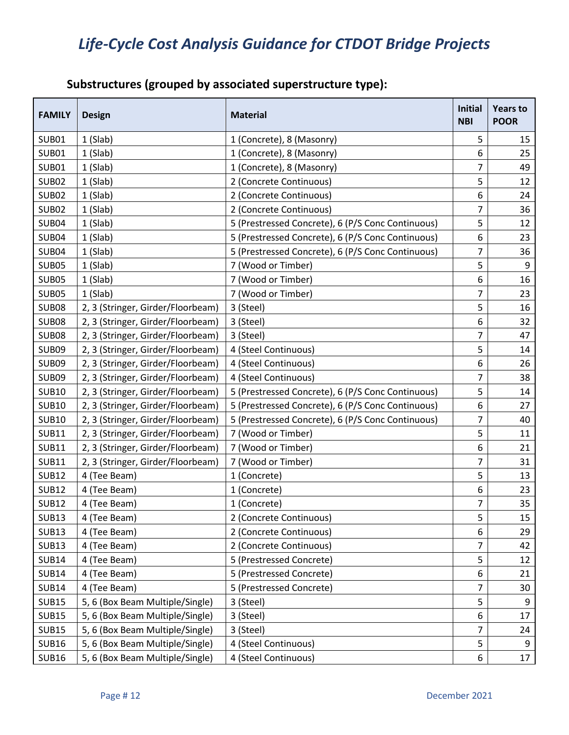### Substructures (grouped by associated superstructure type):

| FAMILY | Design | Material | Initial NBI | Years to POOR |
|---|---|---|---|---|
| SUB01 | 1 (Slab) | 1 (Concrete), 8 (Masonry) | 5 | 15 |
| SUB01 | 1 (Slab) | 1 (Concrete), 8 (Masonry) | 6 | 25 |
| SUB01 | 1 (Slab) | 1 (Concrete), 8 (Masonry) | 7 | 49 |
| SUB02 | 1 (Slab) | 2 (Concrete Continuous) | 5 | 12 |
| SUB02 | 1 (Slab) | 2 (Concrete Continuous) | 6 | 24 |
| SUB02 | 1 (Slab) | 2 (Concrete Continuous) | 7 | 36 |
| SUB04 | 1 (Slab) | 5 (Prestressed Concrete), 6 (P/S Conc Continuous) | 5 | 12 |
| SUB04 | 1 (Slab) | 5 (Prestressed Concrete), 6 (P/S Conc Continuous) | 6 | 23 |
| SUB04 | 1 (Slab) | 5 (Prestressed Concrete), 6 (P/S Conc Continuous) | 7 | 36 |
| SUB05 | 1 (Slab) | 7 (Wood or Timber) | 5 | 9 |
| SUB05 | 1 (Slab) | 7 (Wood or Timber) | 6 | 16 |
| SUB05 | 1 (Slab) | 7 (Wood or Timber) | 7 | 23 |
| SUB08 | 2, 3 (Stringer, Girder/Floorbeam) | 3 (Steel) | 5 | 16 |
| SUB08 | 2, 3 (Stringer, Girder/Floorbeam) | 3 (Steel) | 6 | 32 |
| SUB08 | 2, 3 (Stringer, Girder/Floorbeam) | 3 (Steel) | 7 | 47 |
| SUB09 | 2, 3 (Stringer, Girder/Floorbeam) | 4 (Steel Continuous) | 5 | 14 |
| SUB09 | 2, 3 (Stringer, Girder/Floorbeam) | 4 (Steel Continuous) | 6 | 26 |
| SUB09 | 2, 3 (Stringer, Girder/Floorbeam) | 4 (Steel Continuous) | 7 | 38 |
| SUB10 | 2, 3 (Stringer, Girder/Floorbeam) | 5 (Prestressed Concrete), 6 (P/S Conc Continuous) | 5 | 14 |
| SUB10 | 2, 3 (Stringer, Girder/Floorbeam) | 5 (Prestressed Concrete), 6 (P/S Conc Continuous) | 6 | 27 |
| SUB10 | 2, 3 (Stringer, Girder/Floorbeam) | 5 (Prestressed Concrete), 6 (P/S Conc Continuous) | 7 | 40 |
| SUB11 | 2, 3 (Stringer, Girder/Floorbeam) | 7 (Wood or Timber) | 5 | 11 |
| SUB11 | 2, 3 (Stringer, Girder/Floorbeam) | 7 (Wood or Timber) | 6 | 21 |
| SUB11 | 2, 3 (Stringer, Girder/Floorbeam) | 7 (Wood or Timber) | 7 | 31 |
| SUB12 | 4 (Tee Beam) | 1 (Concrete) | 5 | 13 |
| SUB12 | 4 (Tee Beam) | 1 (Concrete) | 6 | 23 |
| SUB12 | 4 (Tee Beam) | 1 (Concrete) | 7 | 35 |
| SUB13 | 4 (Tee Beam) | 2 (Concrete Continuous) | 5 | 15 |
| SUB13 | 4 (Tee Beam) | 2 (Concrete Continuous) | 6 | 29 |
| SUB13 | 4 (Tee Beam) | 2 (Concrete Continuous) | 7 | 42 |
| SUB14 | 4 (Tee Beam) | 5 (Prestressed Concrete) | 5 | 12 |
| SUB14 | 4 (Tee Beam) | 5 (Prestressed Concrete) | 6 | 21 |
| SUB14 | 4 (Tee Beam) | 5 (Prestressed Concrete) | 7 | 30 |
| SUB15 | 5, 6 (Box Beam Multiple/Single) | 3 (Steel) | 5 | 9 |
| SUB15 | 5, 6 (Box Beam Multiple/Single) | 3 (Steel) | 6 | 17 |
| SUB15 | 5, 6 (Box Beam Multiple/Single) | 3 (Steel) | 7 | 24 |
| SUB16 | 5, 6 (Box Beam Multiple/Single) | 4 (Steel Continuous) | 5 | 9 |
| SUB16 | 5, 6 (Box Beam Multiple/Single) | 4 (Steel Continuous) | 6 | 17 |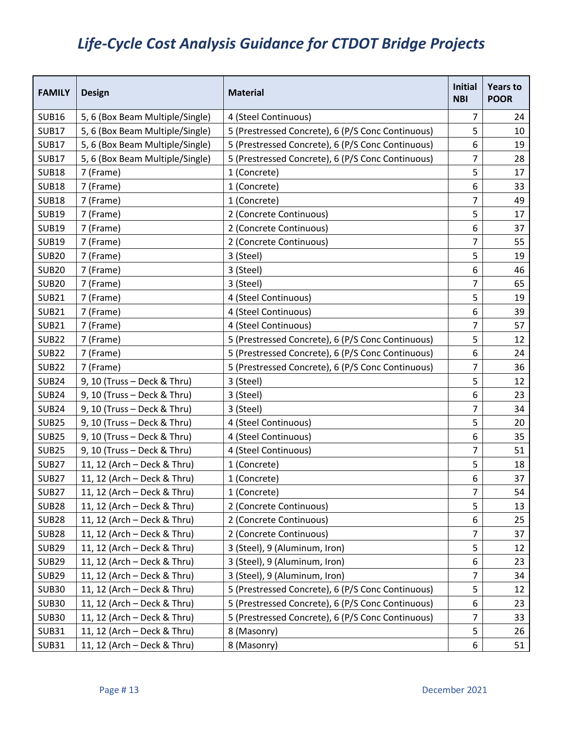| FAMILY | Design | Material | Initial NBI | Years to POOR |
|---|---|---|---|---|
| SUB16 | 5, 6 (Box Beam Multiple/Single) | 4 (Steel Continuous) | 7 | 24 |
| SUB17 | 5, 6 (Box Beam Multiple/Single) | 5 (Prestressed Concrete), 6 (P/S Conc Continuous) | 5 | 10 |
| SUB17 | 5, 6 (Box Beam Multiple/Single) | 5 (Prestressed Concrete), 6 (P/S Conc Continuous) | 6 | 19 |
| SUB17 | 5, 6 (Box Beam Multiple/Single) | 5 (Prestressed Concrete), 6 (P/S Conc Continuous) | 7 | 28 |
| SUB18 | 7 (Frame) | 1 (Concrete) | 5 | 17 |
| SUB18 | 7 (Frame) | 1 (Concrete) | 6 | 33 |
| SUB18 | 7 (Frame) | 1 (Concrete) | 7 | 49 |
| SUB19 | 7 (Frame) | 2 (Concrete Continuous) | 5 | 17 |
| SUB19 | 7 (Frame) | 2 (Concrete Continuous) | 6 | 37 |
| SUB19 | 7 (Frame) | 2 (Concrete Continuous) | 7 | 55 |
| SUB20 | 7 (Frame) | 3 (Steel) | 5 | 19 |
| SUB20 | 7 (Frame) | 3 (Steel) | 6 | 46 |
| SUB20 | 7 (Frame) | 3 (Steel) | 7 | 65 |
| SUB21 | 7 (Frame) | 4 (Steel Continuous) | 5 | 19 |
| SUB21 | 7 (Frame) | 4 (Steel Continuous) | 6 | 39 |
| SUB21 | 7 (Frame) | 4 (Steel Continuous) | 7 | 57 |
| SUB22 | 7 (Frame) | 5 (Prestressed Concrete), 6 (P/S Conc Continuous) | 5 | 12 |
| SUB22 | 7 (Frame) | 5 (Prestressed Concrete), 6 (P/S Conc Continuous) | 6 | 24 |
| SUB22 | 7 (Frame) | 5 (Prestressed Concrete), 6 (P/S Conc Continuous) | 7 | 36 |
| SUB24 | 9, 10 (Truss – Deck & Thru) | 3 (Steel) | 5 | 12 |
| SUB24 | 9, 10 (Truss – Deck & Thru) | 3 (Steel) | 6 | 23 |
| SUB24 | 9, 10 (Truss – Deck & Thru) | 3 (Steel) | 7 | 34 |
| SUB25 | 9, 10 (Truss – Deck & Thru) | 4 (Steel Continuous) | 5 | 20 |
| SUB25 | 9, 10 (Truss – Deck & Thru) | 4 (Steel Continuous) | 6 | 35 |
| SUB25 | 9, 10 (Truss – Deck & Thru) | 4 (Steel Continuous) | 7 | 51 |
| SUB27 | 11, 12 (Arch – Deck & Thru) | 1 (Concrete) | 5 | 18 |
| SUB27 | 11, 12 (Arch – Deck & Thru) | 1 (Concrete) | 6 | 37 |
| SUB27 | 11, 12 (Arch – Deck & Thru) | 1 (Concrete) | 7 | 54 |
| SUB28 | 11, 12 (Arch – Deck & Thru) | 2 (Concrete Continuous) | 5 | 13 |
| SUB28 | 11, 12 (Arch – Deck & Thru) | 2 (Concrete Continuous) | 6 | 25 |
| SUB28 | 11, 12 (Arch – Deck & Thru) | 2 (Concrete Continuous) | 7 | 37 |
| SUB29 | 11, 12 (Arch – Deck & Thru) | 3 (Steel), 9 (Aluminum, Iron) | 5 | 12 |
| SUB29 | 11, 12 (Arch – Deck & Thru) | 3 (Steel), 9 (Aluminum, Iron) | 6 | 23 |
| SUB29 | 11, 12 (Arch – Deck & Thru) | 3 (Steel), 9 (Aluminum, Iron) | 7 | 34 |
| SUB30 | 11, 12 (Arch – Deck & Thru) | 5 (Prestressed Concrete), 6 (P/S Conc Continuous) | 5 | 12 |
| SUB30 | 11, 12 (Arch – Deck & Thru) | 5 (Prestressed Concrete), 6 (P/S Conc Continuous) | 6 | 23 |
| SUB30 | 11, 12 (Arch – Deck & Thru) | 5 (Prestressed Concrete), 6 (P/S Conc Continuous) | 7 | 33 |
| SUB31 | 11, 12 (Arch – Deck & Thru) | 8 (Masonry) | 5 | 26 |
| SUB31 | 11, 12 (Arch – Deck & Thru) | 8 (Masonry) | 6 | 51 |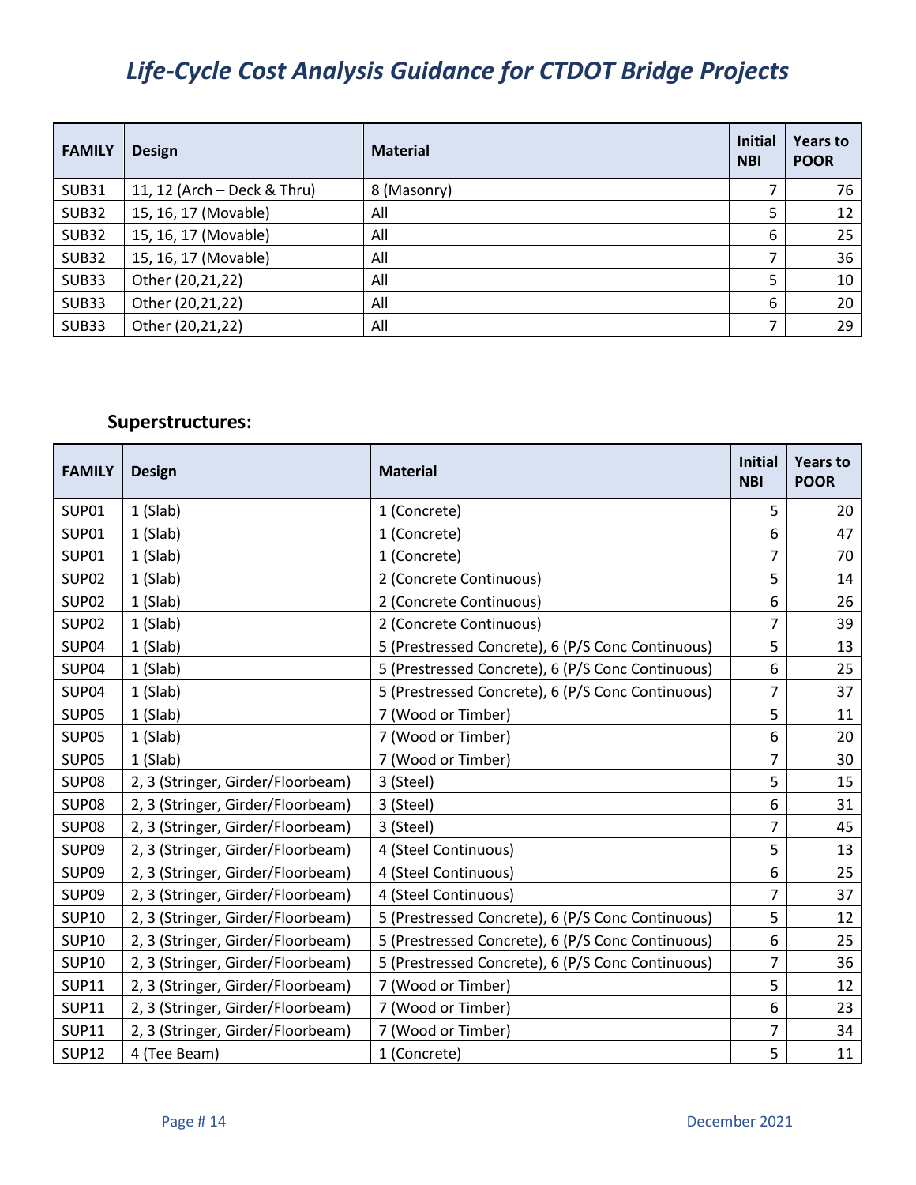| FAMILY | Design | Material | Initial NBI | Years to POOR |
|---|---|---|---|---|
| SUB31 | 11, 12 (Arch – Deck & Thru) | 8 (Masonry) | 7 | 76 |
| SUB32 | 15, 16, 17 (Movable) | All | 5 | 12 |
| SUB32 | 15, 16, 17 (Movable) | All | 6 | 25 |
| SUB32 | 15, 16, 17 (Movable) | All | 7 | 36 |
| SUB33 | Other (20,21,22) | All | 5 | 10 |
| SUB33 | Other (20,21,22) | All | 6 | 20 |
| SUB33 | Other (20,21,22) | All | 7 | 29 |

### Superstructures:

| FAMILY | Design | Material | Initial NBI | Years to POOR |
|---|---|---|---|---|
| SUP01 | 1 (Slab) | 1 (Concrete) | 5 | 20 |
| SUP01 | 1 (Slab) | 1 (Concrete) | 6 | 47 |
| SUP01 | 1 (Slab) | 1 (Concrete) | 7 | 70 |
| SUP02 | 1 (Slab) | 2 (Concrete Continuous) | 5 | 14 |
| SUP02 | 1 (Slab) | 2 (Concrete Continuous) | 6 | 26 |
| SUP02 | 1 (Slab) | 2 (Concrete Continuous) | 7 | 39 |
| SUP04 | 1 (Slab) | 5 (Prestressed Concrete), 6 (P/S Conc Continuous) | 5 | 13 |
| SUP04 | 1 (Slab) | 5 (Prestressed Concrete), 6 (P/S Conc Continuous) | 6 | 25 |
| SUP04 | 1 (Slab) | 5 (Prestressed Concrete), 6 (P/S Conc Continuous) | 7 | 37 |
| SUP05 | 1 (Slab) | 7 (Wood or Timber) | 5 | 11 |
| SUP05 | 1 (Slab) | 7 (Wood or Timber) | 6 | 20 |
| SUP05 | 1 (Slab) | 7 (Wood or Timber) | 7 | 30 |
| SUP08 | 2, 3 (Stringer, Girder/Floorbeam) | 3 (Steel) | 5 | 15 |
| SUP08 | 2, 3 (Stringer, Girder/Floorbeam) | 3 (Steel) | 6 | 31 |
| SUP08 | 2, 3 (Stringer, Girder/Floorbeam) | 3 (Steel) | 7 | 45 |
| SUP09 | 2, 3 (Stringer, Girder/Floorbeam) | 4 (Steel Continuous) | 5 | 13 |
| SUP09 | 2, 3 (Stringer, Girder/Floorbeam) | 4 (Steel Continuous) | 6 | 25 |
| SUP09 | 2, 3 (Stringer, Girder/Floorbeam) | 4 (Steel Continuous) | 7 | 37 |
| SUP10 | 2, 3 (Stringer, Girder/Floorbeam) | 5 (Prestressed Concrete), 6 (P/S Conc Continuous) | 5 | 12 |
| SUP10 | 2, 3 (Stringer, Girder/Floorbeam) | 5 (Prestressed Concrete), 6 (P/S Conc Continuous) | 6 | 25 |
| SUP10 | 2, 3 (Stringer, Girder/Floorbeam) | 5 (Prestressed Concrete), 6 (P/S Conc Continuous) | 7 | 36 |
| SUP11 | 2, 3 (Stringer, Girder/Floorbeam) | 7 (Wood or Timber) | 5 | 12 |
| SUP11 | 2, 3 (Stringer, Girder/Floorbeam) | 7 (Wood or Timber) | 6 | 23 |
| SUP11 | 2, 3 (Stringer, Girder/Floorbeam) | 7 (Wood or Timber) | 7 | 34 |
| SUP12 | 4 (Tee Beam) | 1 (Concrete) | 5 | 11 |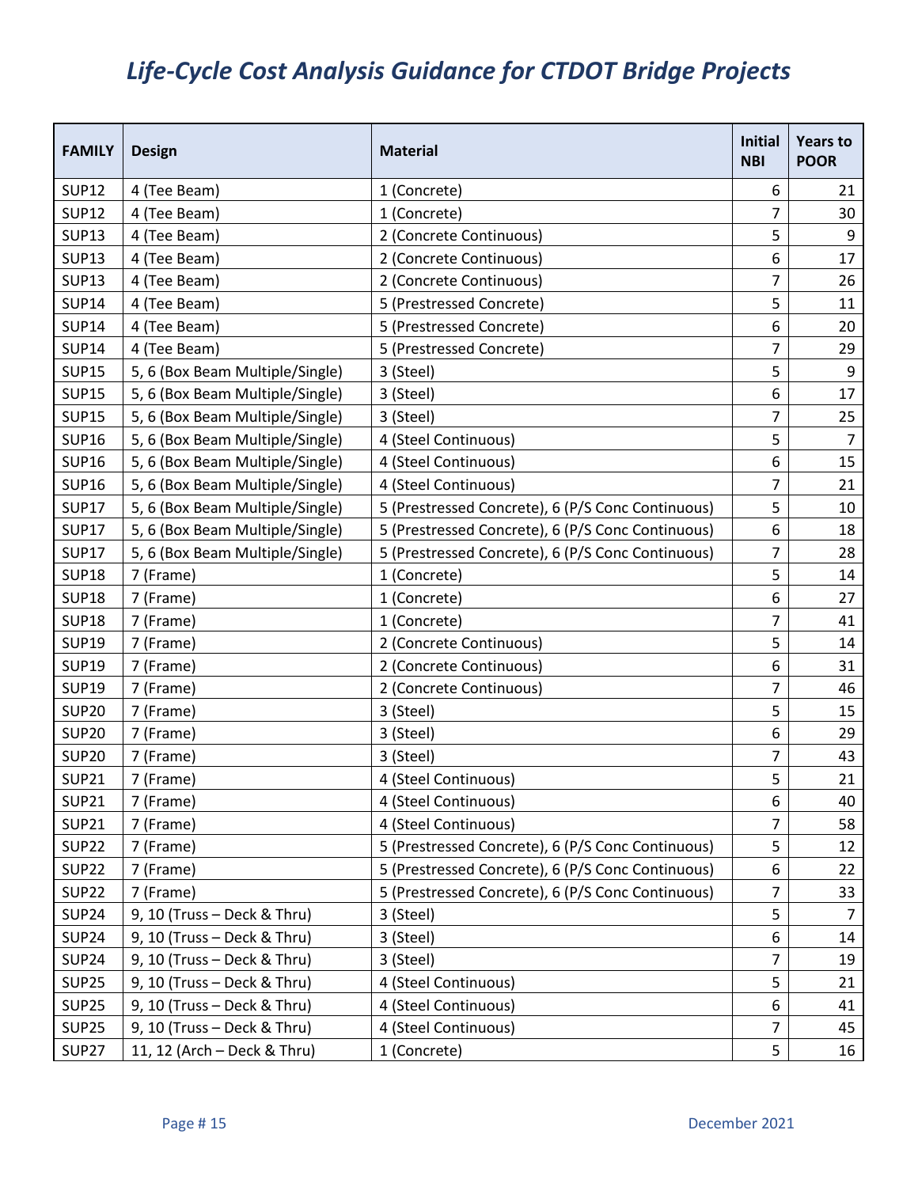| FAMILY | Design | Material | Initial NBI | Years to POOR |
|---|---|---|---|---|
| SUP12 | 4 (Tee Beam) | 1 (Concrete) | 6 | 21 |
| SUP12 | 4 (Tee Beam) | 1 (Concrete) | 7 | 30 |
| SUP13 | 4 (Tee Beam) | 2 (Concrete Continuous) | 5 | 9 |
| SUP13 | 4 (Tee Beam) | 2 (Concrete Continuous) | 6 | 17 |
| SUP13 | 4 (Tee Beam) | 2 (Concrete Continuous) | 7 | 26 |
| SUP14 | 4 (Tee Beam) | 5 (Prestressed Concrete) | 5 | 11 |
| SUP14 | 4 (Tee Beam) | 5 (Prestressed Concrete) | 6 | 20 |
| SUP14 | 4 (Tee Beam) | 5 (Prestressed Concrete) | 7 | 29 |
| SUP15 | 5, 6 (Box Beam Multiple/Single) | 3 (Steel) | 5 | 9 |
| SUP15 | 5, 6 (Box Beam Multiple/Single) | 3 (Steel) | 6 | 17 |
| SUP15 | 5, 6 (Box Beam Multiple/Single) | 3 (Steel) | 7 | 25 |
| SUP16 | 5, 6 (Box Beam Multiple/Single) | 4 (Steel Continuous) | 5 | 7 |
| SUP16 | 5, 6 (Box Beam Multiple/Single) | 4 (Steel Continuous) | 6 | 15 |
| SUP16 | 5, 6 (Box Beam Multiple/Single) | 4 (Steel Continuous) | 7 | 21 |
| SUP17 | 5, 6 (Box Beam Multiple/Single) | 5 (Prestressed Concrete), 6 (P/S Conc Continuous) | 5 | 10 |
| SUP17 | 5, 6 (Box Beam Multiple/Single) | 5 (Prestressed Concrete), 6 (P/S Conc Continuous) | 6 | 18 |
| SUP17 | 5, 6 (Box Beam Multiple/Single) | 5 (Prestressed Concrete), 6 (P/S Conc Continuous) | 7 | 28 |
| SUP18 | 7 (Frame) | 1 (Concrete) | 5 | 14 |
| SUP18 | 7 (Frame) | 1 (Concrete) | 6 | 27 |
| SUP18 | 7 (Frame) | 1 (Concrete) | 7 | 41 |
| SUP19 | 7 (Frame) | 2 (Concrete Continuous) | 5 | 14 |
| SUP19 | 7 (Frame) | 2 (Concrete Continuous) | 6 | 31 |
| SUP19 | 7 (Frame) | 2 (Concrete Continuous) | 7 | 46 |
| SUP20 | 7 (Frame) | 3 (Steel) | 5 | 15 |
| SUP20 | 7 (Frame) | 3 (Steel) | 6 | 29 |
| SUP20 | 7 (Frame) | 3 (Steel) | 7 | 43 |
| SUP21 | 7 (Frame) | 4 (Steel Continuous) | 5 | 21 |
| SUP21 | 7 (Frame) | 4 (Steel Continuous) | 6 | 40 |
| SUP21 | 7 (Frame) | 4 (Steel Continuous) | 7 | 58 |
| SUP22 | 7 (Frame) | 5 (Prestressed Concrete), 6 (P/S Conc Continuous) | 5 | 12 |
| SUP22 | 7 (Frame) | 5 (Prestressed Concrete), 6 (P/S Conc Continuous) | 6 | 22 |
| SUP22 | 7 (Frame) | 5 (Prestressed Concrete), 6 (P/S Conc Continuous) | 7 | 33 |
| SUP24 | 9, 10 (Truss – Deck & Thru) | 3 (Steel) | 5 | 7 |
| SUP24 | 9, 10 (Truss – Deck & Thru) | 3 (Steel) | 6 | 14 |
| SUP24 | 9, 10 (Truss – Deck & Thru) | 3 (Steel) | 7 | 19 |
| SUP25 | 9, 10 (Truss – Deck & Thru) | 4 (Steel Continuous) | 5 | 21 |
| SUP25 | 9, 10 (Truss – Deck & Thru) | 4 (Steel Continuous) | 6 | 41 |
| SUP25 | 9, 10 (Truss – Deck & Thru) | 4 (Steel Continuous) | 7 | 45 |
| SUP27 | 11, 12 (Arch – Deck & Thru) | 1 (Concrete) | 5 | 16 |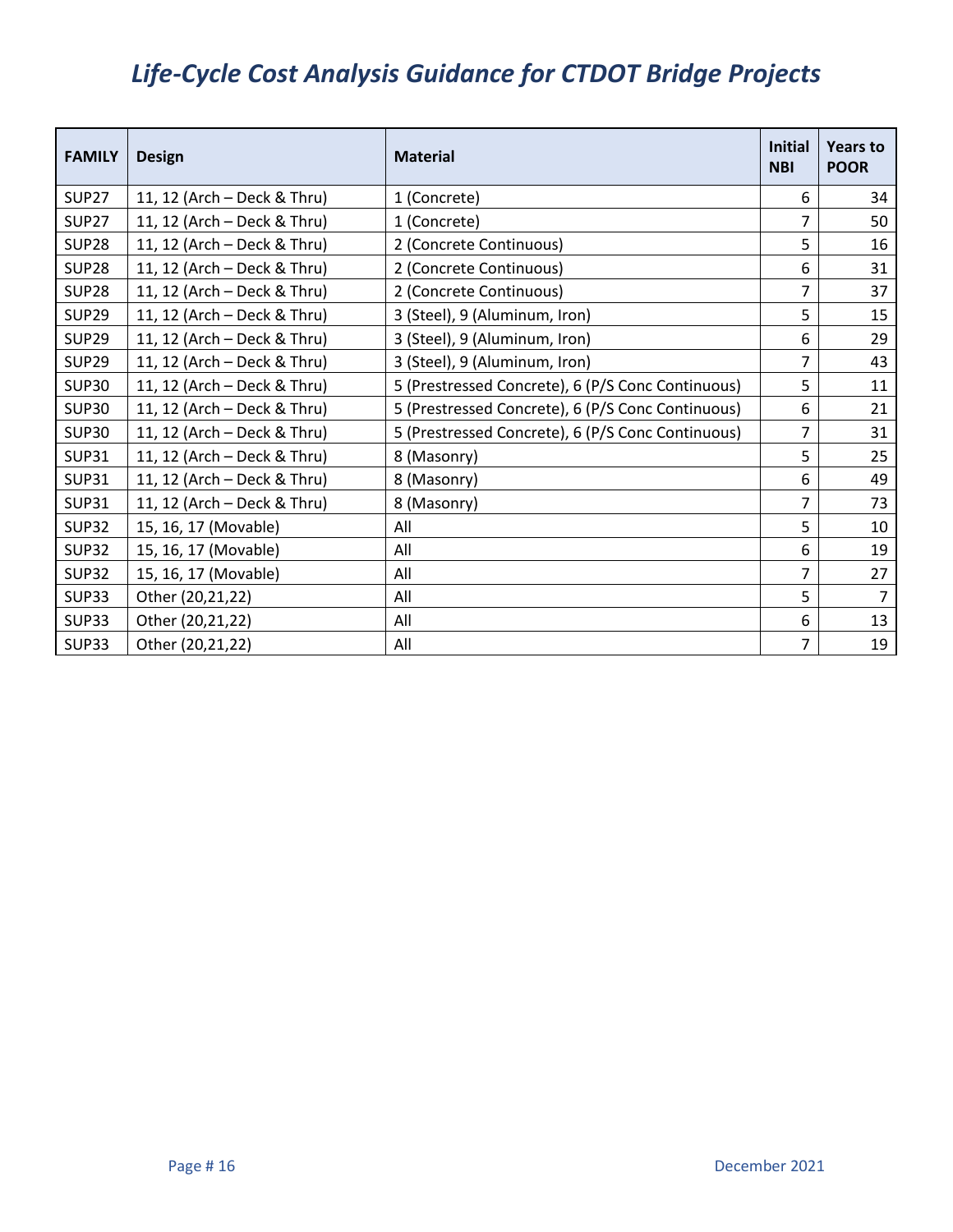| FAMILY | Design | Material | Initial NBI | Years to POOR |
|---|---|---|---|---|
| SUP27 | 11, 12 (Arch – Deck & Thru) | 1 (Concrete) | 6 | 34 |
| SUP27 | 11, 12 (Arch – Deck & Thru) | 1 (Concrete) | 7 | 50 |
| SUP28 | 11, 12 (Arch – Deck & Thru) | 2 (Concrete Continuous) | 5 | 16 |
| SUP28 | 11, 12 (Arch – Deck & Thru) | 2 (Concrete Continuous) | 6 | 31 |
| SUP28 | 11, 12 (Arch – Deck & Thru) | 2 (Concrete Continuous) | 7 | 37 |
| SUP29 | 11, 12 (Arch – Deck & Thru) | 3 (Steel), 9 (Aluminum, Iron) | 5 | 15 |
| SUP29 | 11, 12 (Arch – Deck & Thru) | 3 (Steel), 9 (Aluminum, Iron) | 6 | 29 |
| SUP29 | 11, 12 (Arch – Deck & Thru) | 3 (Steel), 9 (Aluminum, Iron) | 7 | 43 |
| SUP30 | 11, 12 (Arch – Deck & Thru) | 5 (Prestressed Concrete), 6 (P/S Conc Continuous) | 5 | 11 |
| SUP30 | 11, 12 (Arch – Deck & Thru) | 5 (Prestressed Concrete), 6 (P/S Conc Continuous) | 6 | 21 |
| SUP30 | 11, 12 (Arch – Deck & Thru) | 5 (Prestressed Concrete), 6 (P/S Conc Continuous) | 7 | 31 |
| SUP31 | 11, 12 (Arch – Deck & Thru) | 8 (Masonry) | 5 | 25 |
| SUP31 | 11, 12 (Arch – Deck & Thru) | 8 (Masonry) | 6 | 49 |
| SUP31 | 11, 12 (Arch – Deck & Thru) | 8 (Masonry) | 7 | 73 |
| SUP32 | 15, 16, 17 (Movable) | All | 5 | 10 |
| SUP32 | 15, 16, 17 (Movable) | All | 6 | 19 |
| SUP32 | 15, 16, 17 (Movable) | All | 7 | 27 |
| SUP33 | Other (20,21,22) | All | 5 | 7 |
| SUP33 | Other (20,21,22) | All | 6 | 13 |
| SUP33 | Other (20,21,22) | All | 7 | 19 |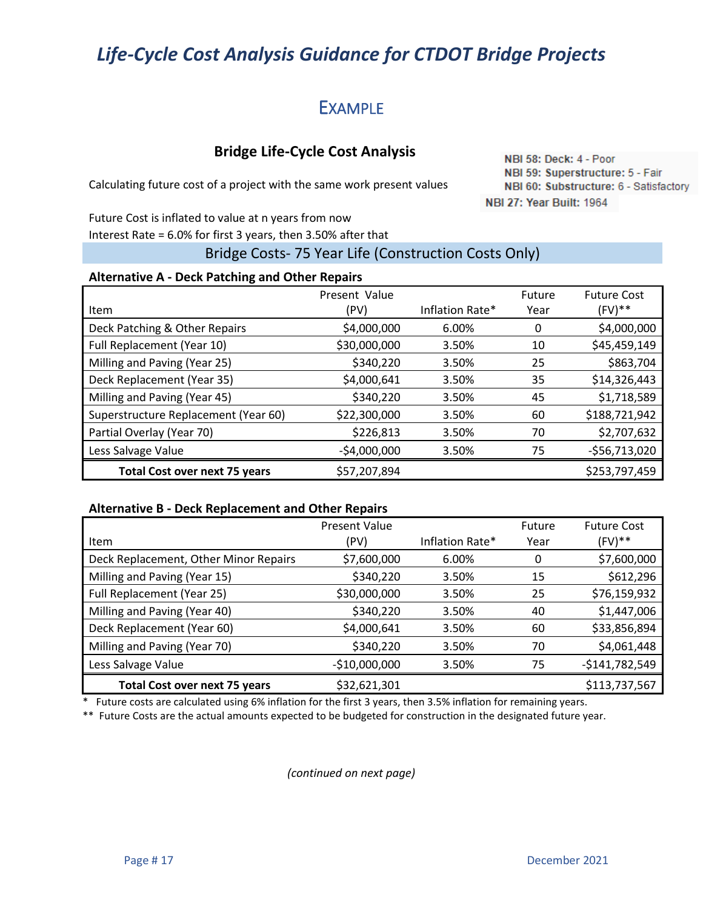## EXAMPLE

### Bridge Life-Cycle Cost Analysis

NBI 58: Deck: 4 - Poor
NBI 59: Superstructure: 5 - Fair
NBI 60: Substructure: 6 - Satisfactory
NBI 27: Year Built: 1964

Calculating future cost of a project with the same work present values

Future Cost is inflated to value at n years from now
Interest Rate = 6.0% for first 3 years, then 3.50% after that

### Bridge Costs- 75 Year Life (Construction Costs Only)

**Alternative A - Deck Patching and Other Repairs**

| Item | Present Value (PV) | Inflation Rate* | Future Year | Future Cost (FV)** |
|---|---|---|---|---|
| Deck Patching & Other Repairs | $4,000,000 | 6.00% | 0 | $4,000,000 |
| Full Replacement (Year 10) | $30,000,000 | 3.50% | 10 | $45,459,149 |
| Milling and Paving (Year 25) | $340,220 | 3.50% | 25 | $863,704 |
| Deck Replacement (Year 35) | $4,000,641 | 3.50% | 35 | $14,326,443 |
| Milling and Paving (Year 45) | $340,220 | 3.50% | 45 | $1,718,589 |
| Superstructure Replacement (Year 60) | $22,300,000 | 3.50% | 60 | $188,721,942 |
| Partial Overlay (Year 70) | $226,813 | 3.50% | 70 | $2,707,632 |
| Less Salvage Value | -$4,000,000 | 3.50% | 75 | -$56,713,020 |
| **Total Cost over next 75 years** | $57,207,894 | | | $253,797,459 |

**Alternative B - Deck Replacement and Other Repairs**

| Item | Present Value (PV) | Inflation Rate* | Future Year | Future Cost (FV)** |
|---|---|---|---|---|
| Deck Replacement, Other Minor Repairs | $7,600,000 | 6.00% | 0 | $7,600,000 |
| Milling and Paving (Year 15) | $340,220 | 3.50% | 15 | $612,296 |
| Full Replacement (Year 25) | $30,000,000 | 3.50% | 25 | $76,159,932 |
| Milling and Paving (Year 40) | $340,220 | 3.50% | 40 | $1,447,006 |
| Deck Replacement (Year 60) | $4,000,641 | 3.50% | 60 | $33,856,894 |
| Milling and Paving (Year 70) | $340,220 | 3.50% | 70 | $4,061,448 |
| Less Salvage Value | -$10,000,000 | 3.50% | 75 | -$141,782,549 |
| **Total Cost over next 75 years** | $32,621,301 | | | $113,737,567 |

\* Future costs are calculated using 6% inflation for the first 3 years, then 3.5% inflation for remaining years.

\*\* Future Costs are the actual amounts expected to be budgeted for construction in the designated future year.

*(continued on next page)*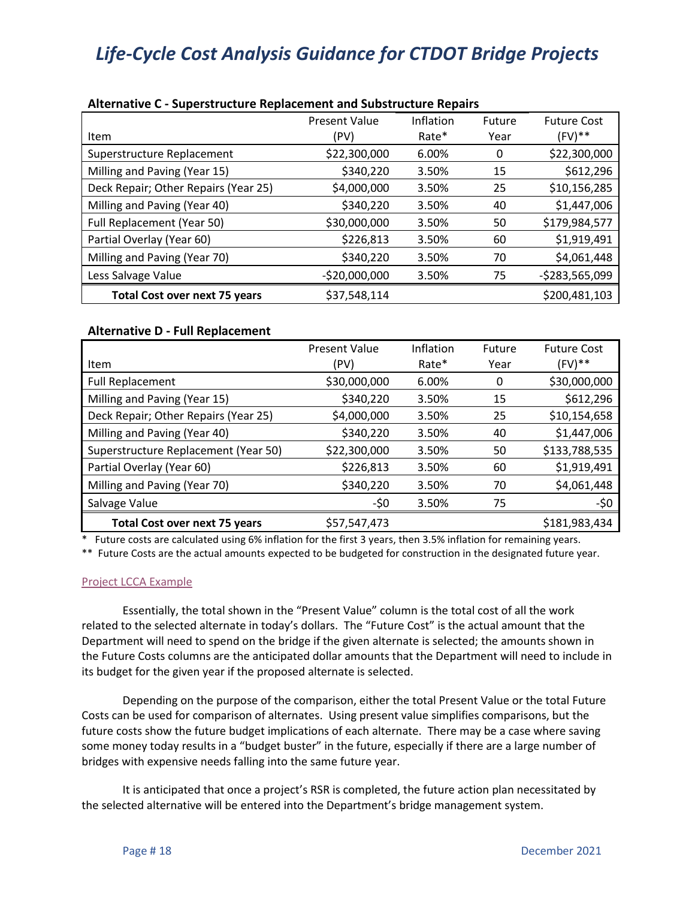**Alternative C - Superstructure Replacement and Substructure Repairs**

| Item | Present Value (PV) | Inflation Rate* | Future Year | Future Cost (FV)** |
|---|---|---|---|---|
| Superstructure Replacement | $22,300,000 | 6.00% | 0 | $22,300,000 |
| Milling and Paving (Year 15) | $340,220 | 3.50% | 15 | $612,296 |
| Deck Repair; Other Repairs (Year 25) | $4,000,000 | 3.50% | 25 | $10,156,285 |
| Milling and Paving (Year 40) | $340,220 | 3.50% | 40 | $1,447,006 |
| Full Replacement (Year 50) | $30,000,000 | 3.50% | 50 | $179,984,577 |
| Partial Overlay (Year 60) | $226,813 | 3.50% | 60 | $1,919,491 |
| Milling and Paving (Year 70) | $340,220 | 3.50% | 70 | $4,061,448 |
| Less Salvage Value | -$20,000,000 | 3.50% | 75 | -$283,565,099 |
| **Total Cost over next 75 years** | $37,548,114 | | | $200,481,103 |

**Alternative D - Full Replacement**

| Item | Present Value (PV) | Inflation Rate* | Future Year | Future Cost (FV)** |
|---|---|---|---|---|
| Full Replacement | $30,000,000 | 6.00% | 0 | $30,000,000 |
| Milling and Paving (Year 15) | $340,220 | 3.50% | 15 | $612,296 |
| Deck Repair; Other Repairs (Year 25) | $4,000,000 | 3.50% | 25 | $10,154,658 |
| Milling and Paving (Year 40) | $340,220 | 3.50% | 40 | $1,447,006 |
| Superstructure Replacement (Year 50) | $22,300,000 | 3.50% | 50 | $133,788,535 |
| Partial Overlay (Year 60) | $226,813 | 3.50% | 60 | $1,919,491 |
| Milling and Paving (Year 70) | $340,220 | 3.50% | 70 | $4,061,448 |
| Salvage Value | -$0 | 3.50% | 75 | -$0 |
| **Total Cost over next 75 years** | $57,547,473 | | | $181,983,434 |

\* Future costs are calculated using 6% inflation for the first 3 years, then 3.5% inflation for remaining years.

\** Future Costs are the actual amounts expected to be budgeted for construction in the designated future year.

Project LCCA Example

Essentially, the total shown in the "Present Value" column is the total cost of all the work related to the selected alternate in today's dollars. The "Future Cost" is the actual amount that the Department will need to spend on the bridge if the given alternate is selected; the amounts shown in the Future Costs columns are the anticipated dollar amounts that the Department will need to include in its budget for the given year if the proposed alternate is selected.

Depending on the purpose of the comparison, either the total Present Value or the total Future Costs can be used for comparison of alternates. Using present value simplifies comparisons, but the future costs show the future budget implications of each alternate. There may be a case where saving some money today results in a "budget buster" in the future, especially if there are a large number of bridges with expensive needs falling into the same future year.

It is anticipated that once a project's RSR is completed, the future action plan necessitated by the selected alternative will be entered into the Department's bridge management system.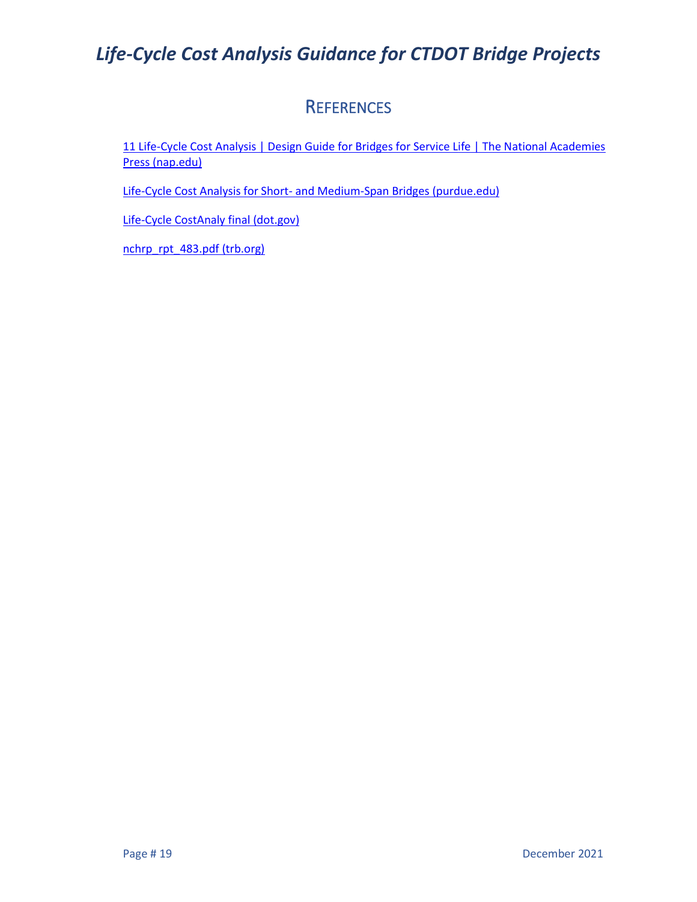## References

11 Life-Cycle Cost Analysis | Design Guide for Bridges for Service Life | The National Academies Press (nap.edu)

Life-Cycle Cost Analysis for Short- and Medium-Span Bridges (purdue.edu)

Life-Cycle CostAnaly final (dot.gov)

nchrp_rpt_483.pdf (trb.org)